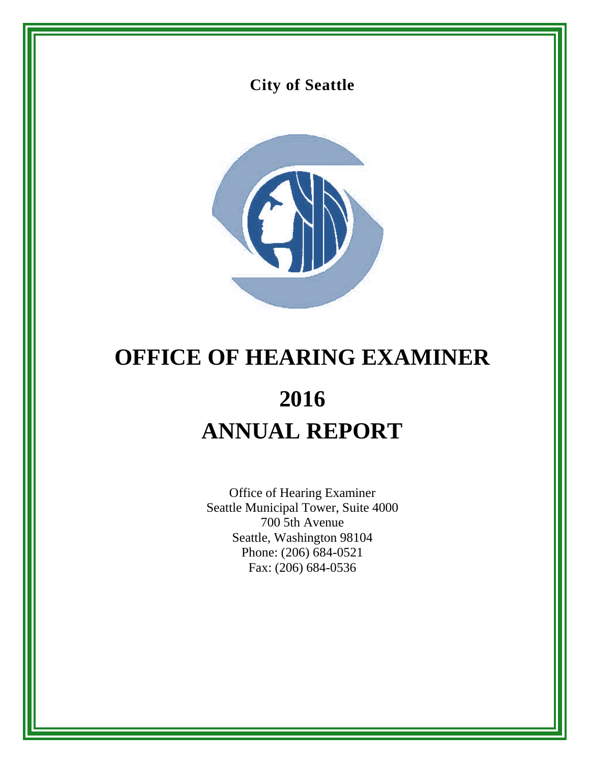**City of Seattle**

# OFFICE OF HEARING EXAMINER

# 2016
# ANNUAL REPORT

Office of Hearing Examiner
Seattle Municipal Tower, Suite 4000
700 5th Avenue
Seattle, Washington 98104
Phone: (206) 684-0521
Fax: (206) 684-0536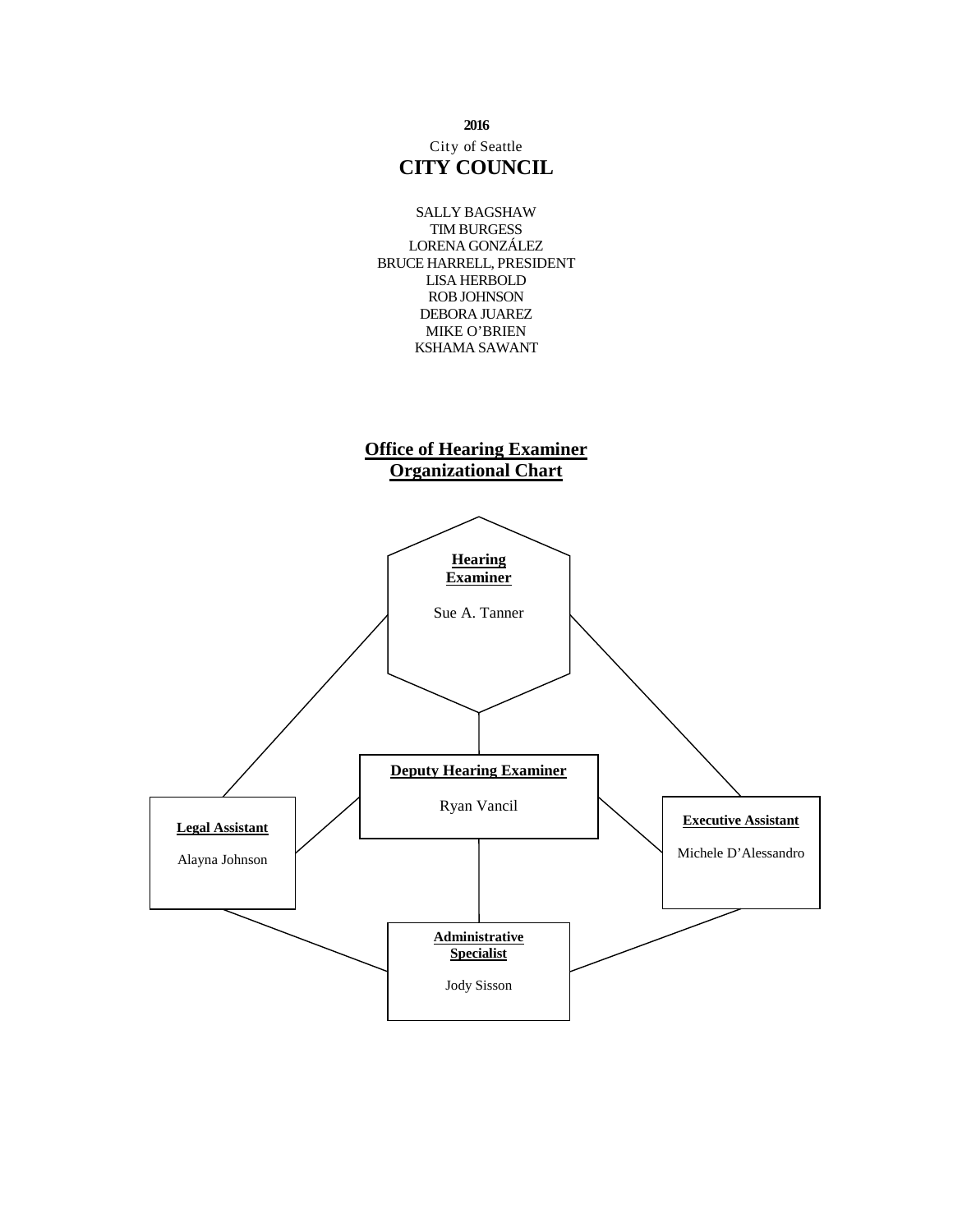**2016**

City of Seattle

# CITY COUNCIL

SALLY BAGSHAW
TIM BURGESS
LORENA GONZÁLEZ
BRUCE HARRELL, PRESIDENT
LISA HERBOLD
ROB JOHNSON
DEBORA JUAREZ
MIKE O'BRIEN
KSHAMA SAWANT

## Office of Hearing Examiner Organizational Chart

**Hearing Examiner**

Sue A. Tanner

**Deputy Hearing Examiner**

Ryan Vancil

**Legal Assistant**

Alayna Johnson

**Executive Assistant**

Michele D'Alessandro

**Administrative Specialist**

Jody Sisson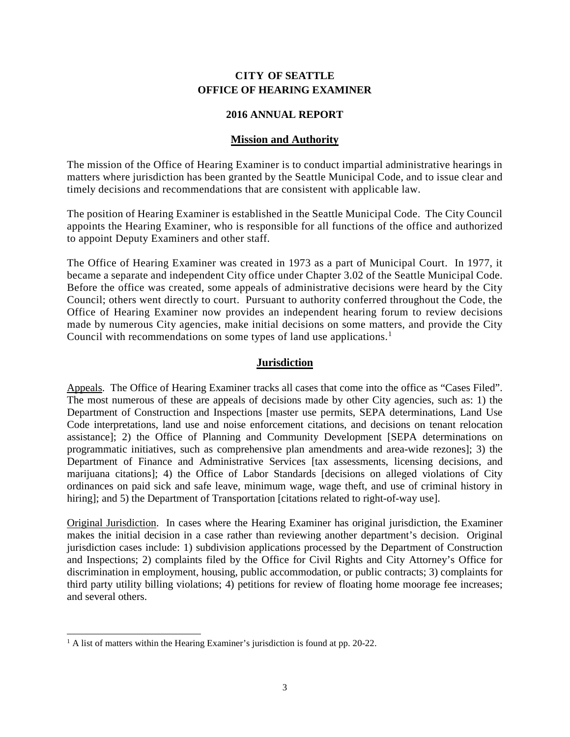# CITY OF SEATTLE
# OFFICE OF HEARING EXAMINER

## 2016 ANNUAL REPORT

### Mission and Authority

The mission of the Office of Hearing Examiner is to conduct impartial administrative hearings in matters where jurisdiction has been granted by the Seattle Municipal Code, and to issue clear and timely decisions and recommendations that are consistent with applicable law.

The position of Hearing Examiner is established in the Seattle Municipal Code. The City Council appoints the Hearing Examiner, who is responsible for all functions of the office and authorized to appoint Deputy Examiners and other staff.

The Office of Hearing Examiner was created in 1973 as a part of Municipal Court. In 1977, it became a separate and independent City office under Chapter 3.02 of the Seattle Municipal Code. Before the office was created, some appeals of administrative decisions were heard by the City Council; others went directly to court. Pursuant to authority conferred throughout the Code, the Office of Hearing Examiner now provides an independent hearing forum to review decisions made by numerous City agencies, make initial decisions on some matters, and provide the City Council with recommendations on some types of land use applications.[1]

### Jurisdiction

Appeals. The Office of Hearing Examiner tracks all cases that come into the office as "Cases Filed". The most numerous of these are appeals of decisions made by other City agencies, such as: 1) the Department of Construction and Inspections [master use permits, SEPA determinations, Land Use Code interpretations, land use and noise enforcement citations, and decisions on tenant relocation assistance]; 2) the Office of Planning and Community Development [SEPA determinations on programmatic initiatives, such as comprehensive plan amendments and area-wide rezones]; 3) the Department of Finance and Administrative Services [tax assessments, licensing decisions, and marijuana citations]; 4) the Office of Labor Standards [decisions on alleged violations of City ordinances on paid sick and safe leave, minimum wage, wage theft, and use of criminal history in hiring]; and 5) the Department of Transportation [citations related to right-of-way use].

Original Jurisdiction. In cases where the Hearing Examiner has original jurisdiction, the Examiner makes the initial decision in a case rather than reviewing another department's decision. Original jurisdiction cases include: 1) subdivision applications processed by the Department of Construction and Inspections; 2) complaints filed by the Office for Civil Rights and City Attorney's Office for discrimination in employment, housing, public accommodation, or public contracts; 3) complaints for third party utility billing violations; 4) petitions for review of floating home moorage fee increases; and several others.

---

[1] A list of matters within the Hearing Examiner's jurisdiction is found at pp. 20-22.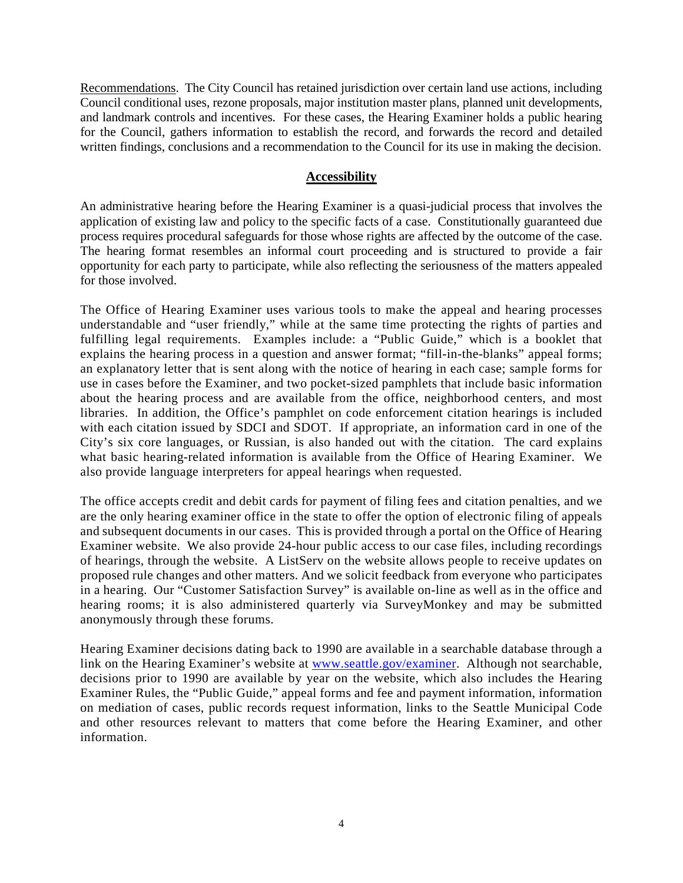Recommendations. The City Council has retained jurisdiction over certain land use actions, including Council conditional uses, rezone proposals, major institution master plans, planned unit developments, and landmark controls and incentives. For these cases, the Hearing Examiner holds a public hearing for the Council, gathers information to establish the record, and forwards the record and detailed written findings, conclusions and a recommendation to the Council for its use in making the decision.

## Accessibility

An administrative hearing before the Hearing Examiner is a quasi-judicial process that involves the application of existing law and policy to the specific facts of a case. Constitutionally guaranteed due process requires procedural safeguards for those whose rights are affected by the outcome of the case. The hearing format resembles an informal court proceeding and is structured to provide a fair opportunity for each party to participate, while also reflecting the seriousness of the matters appealed for those involved.

The Office of Hearing Examiner uses various tools to make the appeal and hearing processes understandable and "user friendly," while at the same time protecting the rights of parties and fulfilling legal requirements. Examples include: a "Public Guide," which is a booklet that explains the hearing process in a question and answer format; "fill-in-the-blanks" appeal forms; an explanatory letter that is sent along with the notice of hearing in each case; sample forms for use in cases before the Examiner, and two pocket-sized pamphlets that include basic information about the hearing process and are available from the office, neighborhood centers, and most libraries. In addition, the Office's pamphlet on code enforcement citation hearings is included with each citation issued by SDCI and SDOT. If appropriate, an information card in one of the City's six core languages, or Russian, is also handed out with the citation. The card explains what basic hearing-related information is available from the Office of Hearing Examiner. We also provide language interpreters for appeal hearings when requested.

The office accepts credit and debit cards for payment of filing fees and citation penalties, and we are the only hearing examiner office in the state to offer the option of electronic filing of appeals and subsequent documents in our cases. This is provided through a portal on the Office of Hearing Examiner website. We also provide 24-hour public access to our case files, including recordings of hearings, through the website. A ListServ on the website allows people to receive updates on proposed rule changes and other matters. And we solicit feedback from everyone who participates in a hearing. Our "Customer Satisfaction Survey" is available on-line as well as in the office and hearing rooms; it is also administered quarterly via SurveyMonkey and may be submitted anonymously through these forums.

Hearing Examiner decisions dating back to 1990 are available in a searchable database through a link on the Hearing Examiner's website at [www.seattle.gov/examiner](www.seattle.gov/examiner). Although not searchable, decisions prior to 1990 are available by year on the website, which also includes the Hearing Examiner Rules, the "Public Guide," appeal forms and fee and payment information, information on mediation of cases, public records request information, links to the Seattle Municipal Code and other resources relevant to matters that come before the Hearing Examiner, and other information.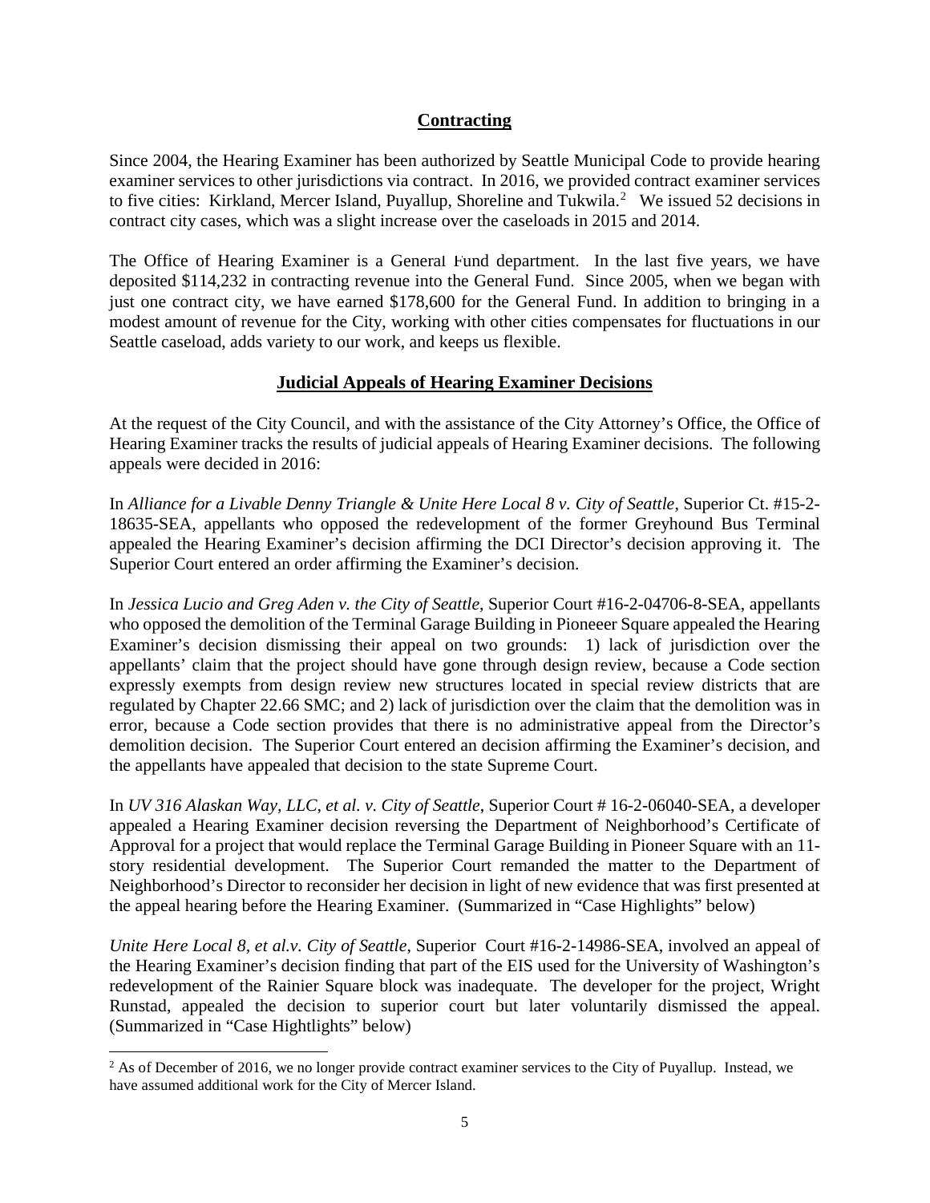## Contracting

Since 2004, the Hearing Examiner has been authorized by Seattle Municipal Code to provide hearing examiner services to other jurisdictions via contract. In 2016, we provided contract examiner services to five cities: Kirkland, Mercer Island, Puyallup, Shoreline and Tukwila.[2] We issued 52 decisions in contract city cases, which was a slight increase over the caseloads in 2015 and 2014.

The Office of Hearing Examiner is a General Fund department. In the last five years, we have deposited $114,232 in contracting revenue into the General Fund. Since 2005, when we began with just one contract city, we have earned $178,600 for the General Fund. In addition to bringing in a modest amount of revenue for the City, working with other cities compensates for fluctuations in our Seattle caseload, adds variety to our work, and keeps us flexible.

## Judicial Appeals of Hearing Examiner Decisions

At the request of the City Council, and with the assistance of the City Attorney's Office, the Office of Hearing Examiner tracks the results of judicial appeals of Hearing Examiner decisions. The following appeals were decided in 2016:

In *Alliance for a Livable Denny Triangle & Unite Here Local 8 v. City of Seattle*, Superior Ct. #15-2-18635-SEA, appellants who opposed the redevelopment of the former Greyhound Bus Terminal appealed the Hearing Examiner's decision affirming the DCI Director's decision approving it. The Superior Court entered an order affirming the Examiner's decision.

In *Jessica Lucio and Greg Aden v. the City of Seattle*, Superior Court #16-2-04706-8-SEA, appellants who opposed the demolition of the Terminal Garage Building in Pioneeer Square appealed the Hearing Examiner's decision dismissing their appeal on two grounds: 1) lack of jurisdiction over the appellants' claim that the project should have gone through design review, because a Code section expressly exempts from design review new structures located in special review districts that are regulated by Chapter 22.66 SMC; and 2) lack of jurisdiction over the claim that the demolition was in error, because a Code section provides that there is no administrative appeal from the Director's demolition decision. The Superior Court entered an decision affirming the Examiner's decision, and the appellants have appealed that decision to the state Supreme Court.

In *UV 316 Alaskan Way, LLC, et al. v. City of Seattle*, Superior Court # 16-2-06040-SEA, a developer appealed a Hearing Examiner decision reversing the Department of Neighborhood's Certificate of Approval for a project that would replace the Terminal Garage Building in Pioneer Square with an 11-story residential development. The Superior Court remanded the matter to the Department of Neighborhood's Director to reconsider her decision in light of new evidence that was first presented at the appeal hearing before the Hearing Examiner. (Summarized in "Case Highlights" below)

*Unite Here Local 8, et al.v. City of Seattle*, Superior Court #16-2-14986-SEA, involved an appeal of the Hearing Examiner's decision finding that part of the EIS used for the University of Washington's redevelopment of the Rainier Square block was inadequate. The developer for the project, Wright Runstad, appealed the decision to superior court but later voluntarily dismissed the appeal. (Summarized in "Case Hightlights" below)

---

[2] As of December of 2016, we no longer provide contract examiner services to the City of Puyallup. Instead, we have assumed additional work for the City of Mercer Island.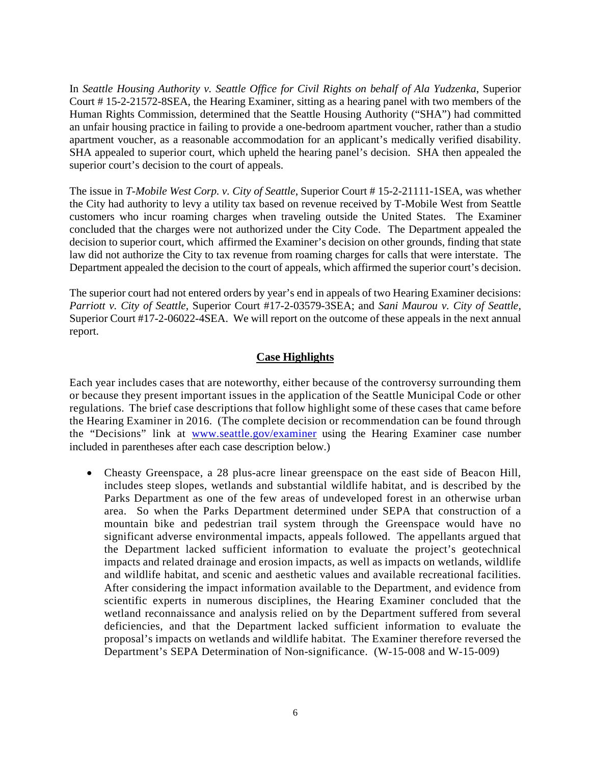In *Seattle Housing Authority v. Seattle Office for Civil Rights on behalf of Ala Yudzenka*, Superior Court # 15-2-21572-8SEA, the Hearing Examiner, sitting as a hearing panel with two members of the Human Rights Commission, determined that the Seattle Housing Authority ("SHA") had committed an unfair housing practice in failing to provide a one-bedroom apartment voucher, rather than a studio apartment voucher, as a reasonable accommodation for an applicant's medically verified disability. SHA appealed to superior court, which upheld the hearing panel's decision. SHA then appealed the superior court's decision to the court of appeals.

The issue in *T-Mobile West Corp. v. City of Seattle*, Superior Court # 15-2-21111-1SEA, was whether the City had authority to levy a utility tax based on revenue received by T-Mobile West from Seattle customers who incur roaming charges when traveling outside the United States. The Examiner concluded that the charges were not authorized under the City Code. The Department appealed the decision to superior court, which affirmed the Examiner's decision on other grounds, finding that state law did not authorize the City to tax revenue from roaming charges for calls that were interstate. The Department appealed the decision to the court of appeals, which affirmed the superior court's decision.

The superior court had not entered orders by year's end in appeals of two Hearing Examiner decisions: *Parriott v. City of Seattle*, Superior Court #17-2-03579-3SEA; and *Sani Maurou v. City of Seattle*, Superior Court #17-2-06022-4SEA. We will report on the outcome of these appeals in the next annual report.

## Case Highlights

Each year includes cases that are noteworthy, either because of the controversy surrounding them or because they present important issues in the application of the Seattle Municipal Code or other regulations. The brief case descriptions that follow highlight some of these cases that came before the Hearing Examiner in 2016. (The complete decision or recommendation can be found through the "Decisions" link at www.seattle.gov/examiner using the Hearing Examiner case number included in parentheses after each case description below.)

- Cheasty Greenspace, a 28 plus-acre linear greenspace on the east side of Beacon Hill, includes steep slopes, wetlands and substantial wildlife habitat, and is described by the Parks Department as one of the few areas of undeveloped forest in an otherwise urban area. So when the Parks Department determined under SEPA that construction of a mountain bike and pedestrian trail system through the Greenspace would have no significant adverse environmental impacts, appeals followed. The appellants argued that the Department lacked sufficient information to evaluate the project's geotechnical impacts and related drainage and erosion impacts, as well as impacts on wetlands, wildlife and wildlife habitat, and scenic and aesthetic values and available recreational facilities. After considering the impact information available to the Department, and evidence from scientific experts in numerous disciplines, the Hearing Examiner concluded that the wetland reconnaissance and analysis relied on by the Department suffered from several deficiencies, and that the Department lacked sufficient information to evaluate the proposal's impacts on wetlands and wildlife habitat. The Examiner therefore reversed the Department's SEPA Determination of Non-significance. (W-15-008 and W-15-009)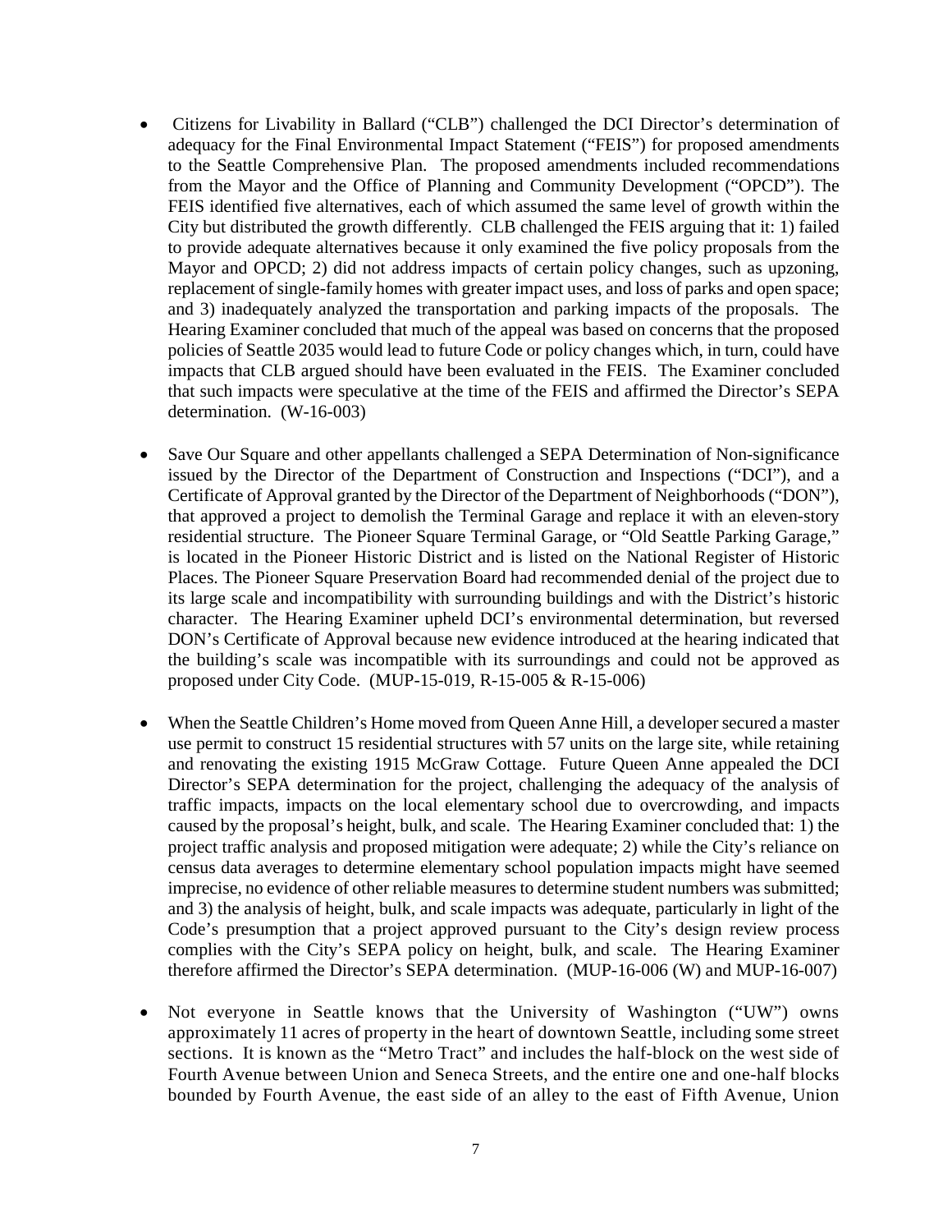- Citizens for Livability in Ballard ("CLB") challenged the DCI Director's determination of adequacy for the Final Environmental Impact Statement ("FEIS") for proposed amendments to the Seattle Comprehensive Plan. The proposed amendments included recommendations from the Mayor and the Office of Planning and Community Development ("OPCD"). The FEIS identified five alternatives, each of which assumed the same level of growth within the City but distributed the growth differently. CLB challenged the FEIS arguing that it: 1) failed to provide adequate alternatives because it only examined the five policy proposals from the Mayor and OPCD; 2) did not address impacts of certain policy changes, such as upzoning, replacement of single-family homes with greater impact uses, and loss of parks and open space; and 3) inadequately analyzed the transportation and parking impacts of the proposals. The Hearing Examiner concluded that much of the appeal was based on concerns that the proposed policies of Seattle 2035 would lead to future Code or policy changes which, in turn, could have impacts that CLB argued should have been evaluated in the FEIS. The Examiner concluded that such impacts were speculative at the time of the FEIS and affirmed the Director's SEPA determination. (W-16-003)

- Save Our Square and other appellants challenged a SEPA Determination of Non-significance issued by the Director of the Department of Construction and Inspections ("DCI"), and a Certificate of Approval granted by the Director of the Department of Neighborhoods ("DON"), that approved a project to demolish the Terminal Garage and replace it with an eleven-story residential structure. The Pioneer Square Terminal Garage, or "Old Seattle Parking Garage," is located in the Pioneer Historic District and is listed on the National Register of Historic Places. The Pioneer Square Preservation Board had recommended denial of the project due to its large scale and incompatibility with surrounding buildings and with the District's historic character. The Hearing Examiner upheld DCI's environmental determination, but reversed DON's Certificate of Approval because new evidence introduced at the hearing indicated that the building's scale was incompatible with its surroundings and could not be approved as proposed under City Code. (MUP-15-019, R-15-005 & R-15-006)

- When the Seattle Children's Home moved from Queen Anne Hill, a developer secured a master use permit to construct 15 residential structures with 57 units on the large site, while retaining and renovating the existing 1915 McGraw Cottage. Future Queen Anne appealed the DCI Director's SEPA determination for the project, challenging the adequacy of the analysis of traffic impacts, impacts on the local elementary school due to overcrowding, and impacts caused by the proposal's height, bulk, and scale. The Hearing Examiner concluded that: 1) the project traffic analysis and proposed mitigation were adequate; 2) while the City's reliance on census data averages to determine elementary school population impacts might have seemed imprecise, no evidence of other reliable measures to determine student numbers was submitted; and 3) the analysis of height, bulk, and scale impacts was adequate, particularly in light of the Code's presumption that a project approved pursuant to the City's design review process complies with the City's SEPA policy on height, bulk, and scale. The Hearing Examiner therefore affirmed the Director's SEPA determination. (MUP-16-006 (W) and MUP-16-007)

- Not everyone in Seattle knows that the University of Washington ("UW") owns approximately 11 acres of property in the heart of downtown Seattle, including some street sections. It is known as the "Metro Tract" and includes the half-block on the west side of Fourth Avenue between Union and Seneca Streets, and the entire one and one-half blocks bounded by Fourth Avenue, the east side of an alley to the east of Fifth Avenue, Union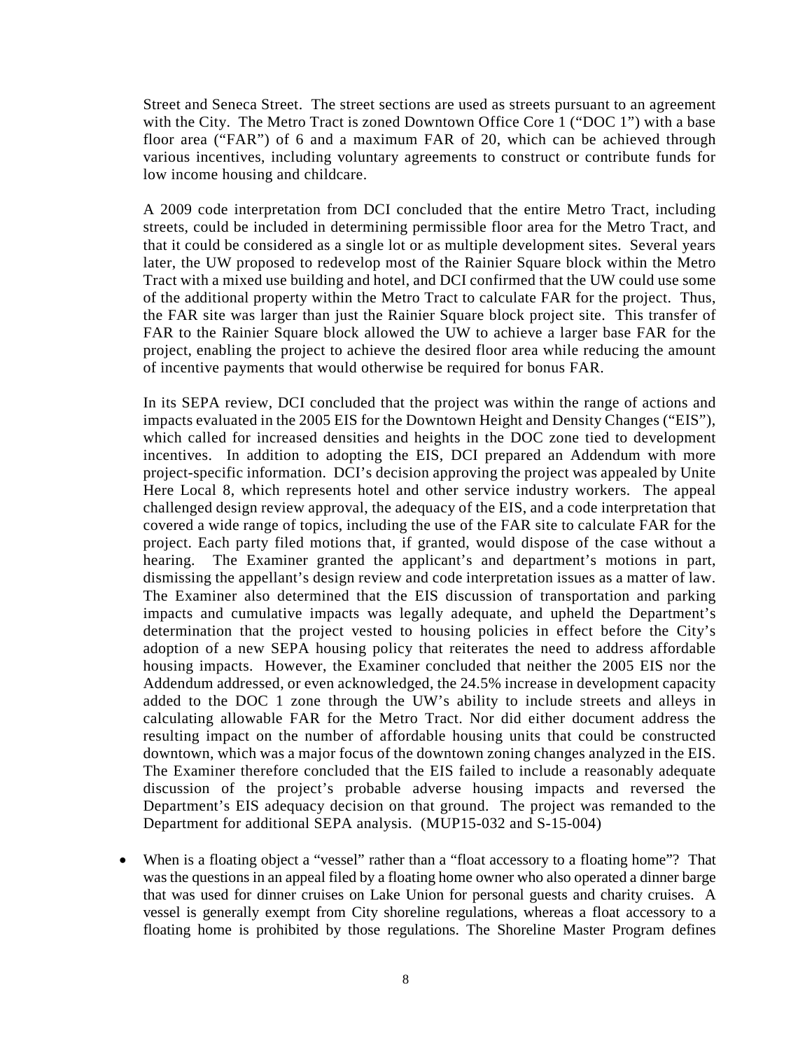Street and Seneca Street. The street sections are used as streets pursuant to an agreement with the City. The Metro Tract is zoned Downtown Office Core 1 ("DOC 1") with a base floor area ("FAR") of 6 and a maximum FAR of 20, which can be achieved through various incentives, including voluntary agreements to construct or contribute funds for low income housing and childcare.

A 2009 code interpretation from DCI concluded that the entire Metro Tract, including streets, could be included in determining permissible floor area for the Metro Tract, and that it could be considered as a single lot or as multiple development sites. Several years later, the UW proposed to redevelop most of the Rainier Square block within the Metro Tract with a mixed use building and hotel, and DCI confirmed that the UW could use some of the additional property within the Metro Tract to calculate FAR for the project. Thus, the FAR site was larger than just the Rainier Square block project site. This transfer of FAR to the Rainier Square block allowed the UW to achieve a larger base FAR for the project, enabling the project to achieve the desired floor area while reducing the amount of incentive payments that would otherwise be required for bonus FAR.

In its SEPA review, DCI concluded that the project was within the range of actions and impacts evaluated in the 2005 EIS for the Downtown Height and Density Changes ("EIS"), which called for increased densities and heights in the DOC zone tied to development incentives. In addition to adopting the EIS, DCI prepared an Addendum with more project-specific information. DCI's decision approving the project was appealed by Unite Here Local 8, which represents hotel and other service industry workers. The appeal challenged design review approval, the adequacy of the EIS, and a code interpretation that covered a wide range of topics, including the use of the FAR site to calculate FAR for the project. Each party filed motions that, if granted, would dispose of the case without a hearing. The Examiner granted the applicant's and department's motions in part, dismissing the appellant's design review and code interpretation issues as a matter of law. The Examiner also determined that the EIS discussion of transportation and parking impacts and cumulative impacts was legally adequate, and upheld the Department's determination that the project vested to housing policies in effect before the City's adoption of a new SEPA housing policy that reiterates the need to address affordable housing impacts. However, the Examiner concluded that neither the 2005 EIS nor the Addendum addressed, or even acknowledged, the 24.5% increase in development capacity added to the DOC 1 zone through the UW's ability to include streets and alleys in calculating allowable FAR for the Metro Tract. Nor did either document address the resulting impact on the number of affordable housing units that could be constructed downtown, which was a major focus of the downtown zoning changes analyzed in the EIS. The Examiner therefore concluded that the EIS failed to include a reasonably adequate discussion of the project's probable adverse housing impacts and reversed the Department's EIS adequacy decision on that ground. The project was remanded to the Department for additional SEPA analysis. (MUP15-032 and S-15-004)

- When is a floating object a "vessel" rather than a "float accessory to a floating home"? That was the questions in an appeal filed by a floating home owner who also operated a dinner barge that was used for dinner cruises on Lake Union for personal guests and charity cruises. A vessel is generally exempt from City shoreline regulations, whereas a float accessory to a floating home is prohibited by those regulations. The Shoreline Master Program defines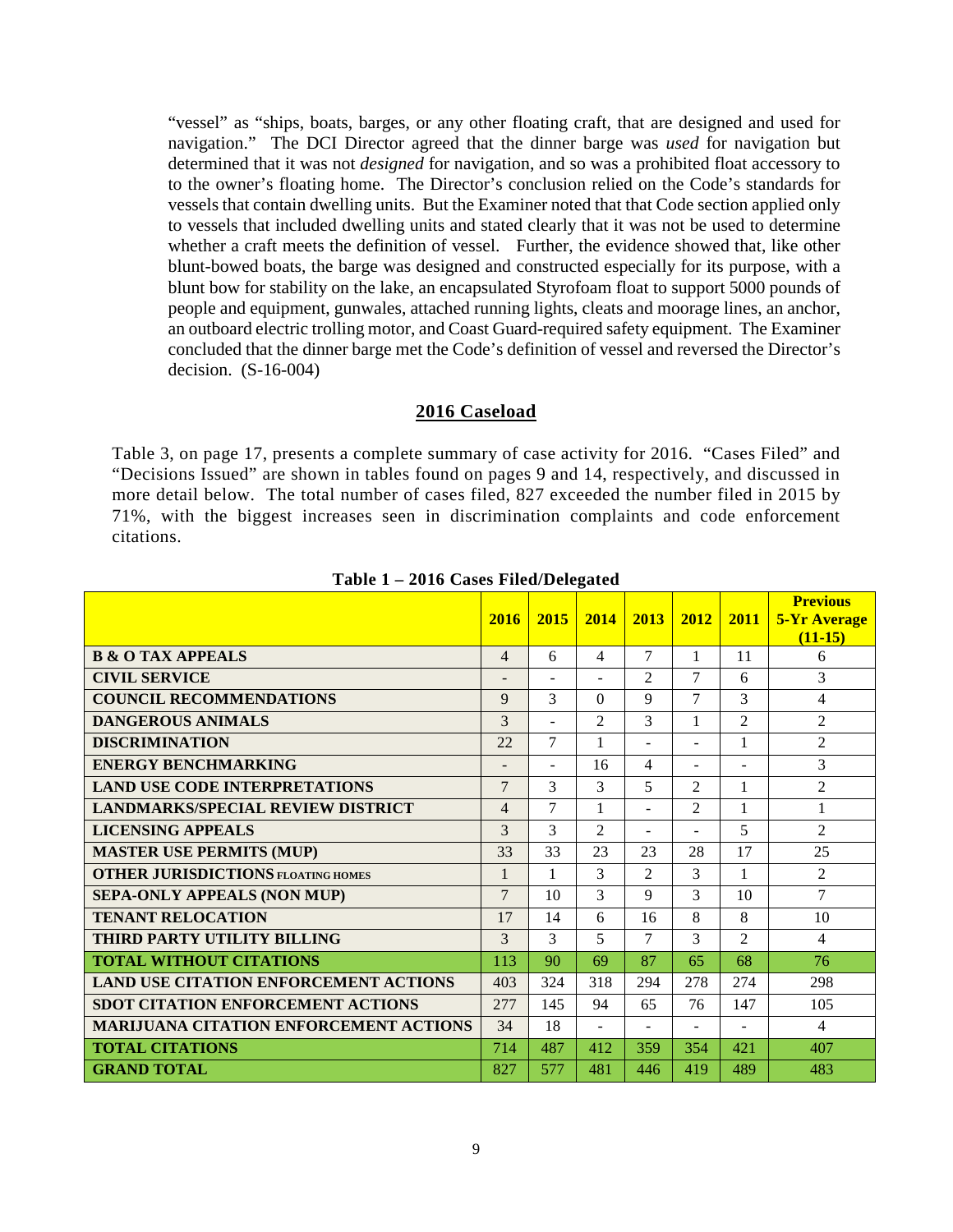"vessel" as "ships, boats, barges, or any other floating craft, that are designed and used for navigation." The DCI Director agreed that the dinner barge was *used* for navigation but determined that it was not *designed* for navigation, and so was a prohibited float accessory to to the owner's floating home. The Director's conclusion relied on the Code's standards for vessels that contain dwelling units. But the Examiner noted that that Code section applied only to vessels that included dwelling units and stated clearly that it was not be used to determine whether a craft meets the definition of vessel. Further, the evidence showed that, like other blunt-bowed boats, the barge was designed and constructed especially for its purpose, with a blunt bow for stability on the lake, an encapsulated Styrofoam float to support 5000 pounds of people and equipment, gunwales, attached running lights, cleats and moorage lines, an anchor, an outboard electric trolling motor, and Coast Guard-required safety equipment. The Examiner concluded that the dinner barge met the Code's definition of vessel and reversed the Director's decision. (S-16-004)

## 2016 Caseload

Table 3, on page 17, presents a complete summary of case activity for 2016. "Cases Filed" and "Decisions Issued" are shown in tables found on pages 9 and 14, respectively, and discussed in more detail below. The total number of cases filed, 827 exceeded the number filed in 2015 by 71%, with the biggest increases seen in discrimination complaints and code enforcement citations.

**Table 1 – 2016 Cases Filed/Delegated**

| | 2016 | 2015 | 2014 | 2013 | 2012 | 2011 | Previous 5-Yr Average (11-15) |
|---|---|---|---|---|---|---|---|
| **B & O TAX APPEALS** | 4 | 6 | 4 | 7 | 1 | 11 | 6 |
| **CIVIL SERVICE** | - | - | - | 2 | 7 | 6 | 3 |
| **COUNCIL RECOMMENDATIONS** | 9 | 3 | 0 | 9 | 7 | 3 | 4 |
| **DANGEROUS ANIMALS** | 3 | - | 2 | 3 | 1 | 2 | 2 |
| **DISCRIMINATION** | 22 | 7 | 1 | - | - | 1 | 2 |
| **ENERGY BENCHMARKING** | - | - | 16 | 4 | - | - | 3 |
| **LAND USE CODE INTERPRETATIONS** | 7 | 3 | 3 | 5 | 2 | 1 | 2 |
| **LANDMARKS/SPECIAL REVIEW DISTRICT** | 4 | 7 | 1 | - | 2 | 1 | 1 |
| **LICENSING APPEALS** | 3 | 3 | 2 | - | - | 5 | 2 |
| **MASTER USE PERMITS (MUP)** | 33 | 33 | 23 | 23 | 28 | 17 | 25 |
| **OTHER JURISDICTIONS FLOATING HOMES** | 1 | 1 | 3 | 2 | 3 | 1 | 2 |
| **SEPA-ONLY APPEALS (NON MUP)** | 7 | 10 | 3 | 9 | 3 | 10 | 7 |
| **TENANT RELOCATION** | 17 | 14 | 6 | 16 | 8 | 8 | 10 |
| **THIRD PARTY UTILITY BILLING** | 3 | 3 | 5 | 7 | 3 | 2 | 4 |
| **TOTAL WITHOUT CITATIONS** | 113 | 90 | 69 | 87 | 65 | 68 | 76 |
| **LAND USE CITATION ENFORCEMENT ACTIONS** | 403 | 324 | 318 | 294 | 278 | 274 | 298 |
| **SDOT CITATION ENFORCEMENT ACTIONS** | 277 | 145 | 94 | 65 | 76 | 147 | 105 |
| **MARIJUANA CITATION ENFORCEMENT ACTIONS** | 34 | 18 | - | - | - | - | 4 |
| **TOTAL CITATIONS** | 714 | 487 | 412 | 359 | 354 | 421 | 407 |
| **GRAND TOTAL** | 827 | 577 | 481 | 446 | 419 | 489 | 483 |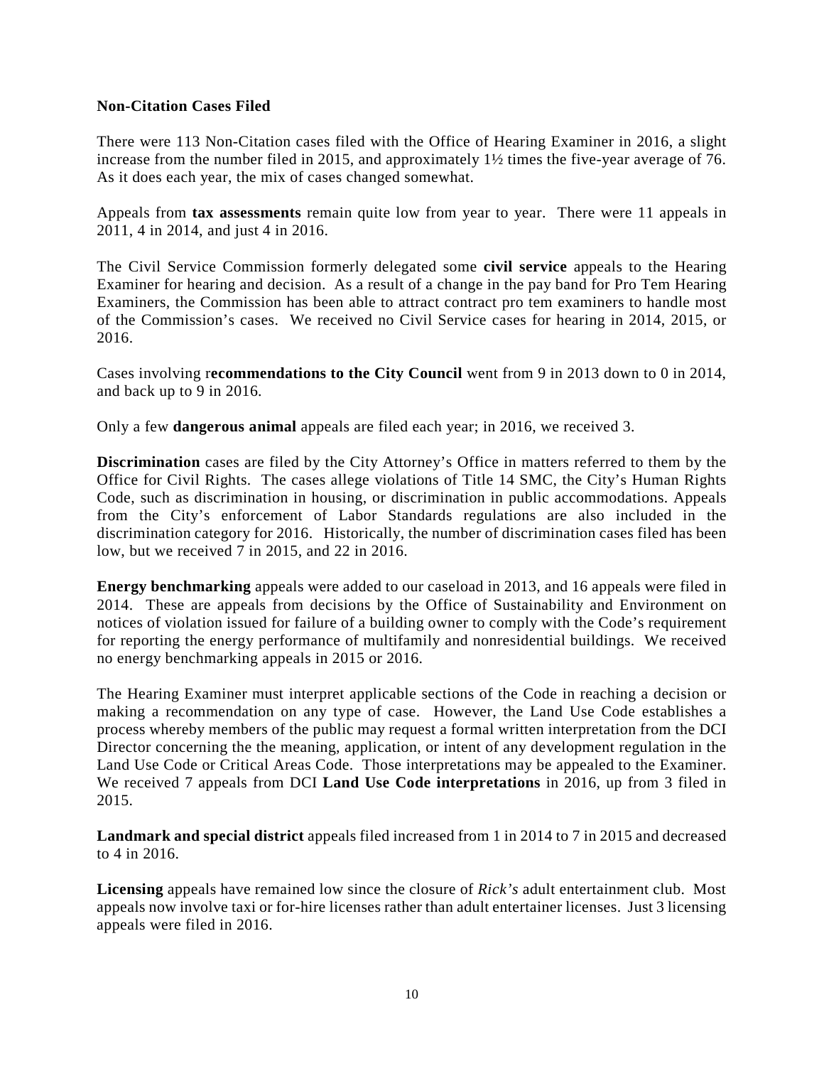**Non-Citation Cases Filed**

There were 113 Non-Citation cases filed with the Office of Hearing Examiner in 2016, a slight increase from the number filed in 2015, and approximately 1½ times the five-year average of 76. As it does each year, the mix of cases changed somewhat.

Appeals from **tax assessments** remain quite low from year to year. There were 11 appeals in 2011, 4 in 2014, and just 4 in 2016.

The Civil Service Commission formerly delegated some **civil service** appeals to the Hearing Examiner for hearing and decision. As a result of a change in the pay band for Pro Tem Hearing Examiners, the Commission has been able to attract contract pro tem examiners to handle most of the Commission's cases. We received no Civil Service cases for hearing in 2014, 2015, or 2016.

Cases involving r**ecommendations to the City Council** went from 9 in 2013 down to 0 in 2014, and back up to 9 in 2016.

Only a few **dangerous animal** appeals are filed each year; in 2016, we received 3.

**Discrimination** cases are filed by the City Attorney's Office in matters referred to them by the Office for Civil Rights. The cases allege violations of Title 14 SMC, the City's Human Rights Code, such as discrimination in housing, or discrimination in public accommodations. Appeals from the City's enforcement of Labor Standards regulations are also included in the discrimination category for 2016. Historically, the number of discrimination cases filed has been low, but we received 7 in 2015, and 22 in 2016.

**Energy benchmarking** appeals were added to our caseload in 2013, and 16 appeals were filed in 2014. These are appeals from decisions by the Office of Sustainability and Environment on notices of violation issued for failure of a building owner to comply with the Code's requirement for reporting the energy performance of multifamily and nonresidential buildings. We received no energy benchmarking appeals in 2015 or 2016.

The Hearing Examiner must interpret applicable sections of the Code in reaching a decision or making a recommendation on any type of case. However, the Land Use Code establishes a process whereby members of the public may request a formal written interpretation from the DCI Director concerning the the meaning, application, or intent of any development regulation in the Land Use Code or Critical Areas Code. Those interpretations may be appealed to the Examiner. We received 7 appeals from DCI **Land Use Code interpretations** in 2016, up from 3 filed in 2015.

**Landmark and special district** appeals filed increased from 1 in 2014 to 7 in 2015 and decreased to 4 in 2016.

**Licensing** appeals have remained low since the closure of *Rick's* adult entertainment club. Most appeals now involve taxi or for-hire licenses rather than adult entertainer licenses. Just 3 licensing appeals were filed in 2016.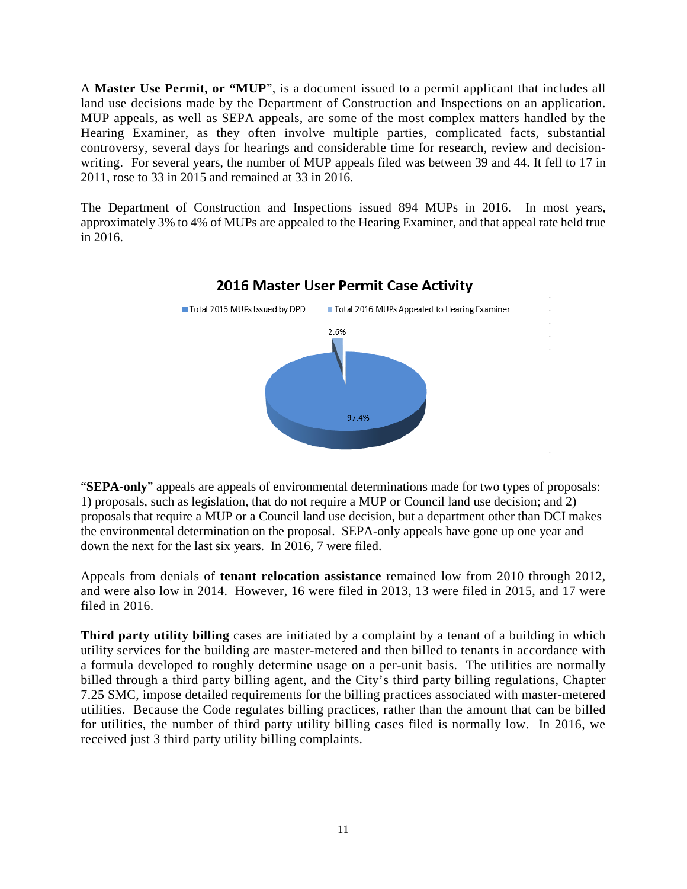A **Master Use Permit, or "MUP**", is a document issued to a permit applicant that includes all land use decisions made by the Department of Construction and Inspections on an application. MUP appeals, as well as SEPA appeals, are some of the most complex matters handled by the Hearing Examiner, as they often involve multiple parties, complicated facts, substantial controversy, several days for hearings and considerable time for research, review and decision-writing. For several years, the number of MUP appeals filed was between 39 and 44. It fell to 17 in 2011, rose to 33 in 2015 and remained at 33 in 2016.

The Department of Construction and Inspections issued 894 MUPs in 2016. In most years, approximately 3% to 4% of MUPs are appealed to the Hearing Examiner, and that appeal rate held true in 2016.

**2016 Master User Permit Case Activity**

- Total 2016 MUPs Issued by DPD: 97.4%
- Total 2016 MUPs Appealed to Hearing Examiner: 2.6%

"**SEPA-only**" appeals are appeals of environmental determinations made for two types of proposals: 1) proposals, such as legislation, that do not require a MUP or Council land use decision; and 2) proposals that require a MUP or a Council land use decision, but a department other than DCI makes the environmental determination on the proposal. SEPA-only appeals have gone up one year and down the next for the last six years. In 2016, 7 were filed.

Appeals from denials of **tenant relocation assistance** remained low from 2010 through 2012, and were also low in 2014. However, 16 were filed in 2013, 13 were filed in 2015, and 17 were filed in 2016.

**Third party utility billing** cases are initiated by a complaint by a tenant of a building in which utility services for the building are master-metered and then billed to tenants in accordance with a formula developed to roughly determine usage on a per-unit basis. The utilities are normally billed through a third party billing agent, and the City's third party billing regulations, Chapter 7.25 SMC, impose detailed requirements for the billing practices associated with master-metered utilities. Because the Code regulates billing practices, rather than the amount that can be billed for utilities, the number of third party utility billing cases filed is normally low. In 2016, we received just 3 third party utility billing complaints.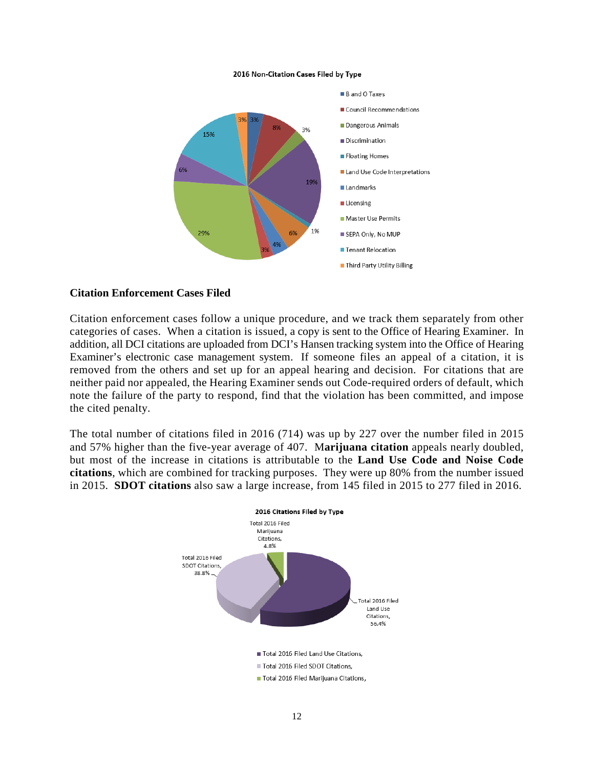**2016 Non-Citation Cases Filed by Type**

- B and O Taxes: 3%
- Council Recommendations: 8%
- Dangerous Animals: 3%
- Discrimination: 19%
- Floating Homes: 1%
- Land Use Code Interpretations: 6%
- Landmarks: 4%
- Licensing: 3%
- Master Use Permits: 29%
- SEPA Only, No MUP: 6%
- Tenant Relocation: 15%
- Third Party Utility Billing: 3%

## Citation Enforcement Cases Filed

Citation enforcement cases follow a unique procedure, and we track them separately from other categories of cases. When a citation is issued, a copy is sent to the Office of Hearing Examiner. In addition, all DCI citations are uploaded from DCI's Hansen tracking system into the Office of Hearing Examiner's electronic case management system. If someone files an appeal of a citation, it is removed from the others and set up for an appeal hearing and decision. For citations that are neither paid nor appealed, the Hearing Examiner sends out Code-required orders of default, which note the failure of the party to respond, find that the violation has been committed, and impose the cited penalty.

The total number of citations filed in 2016 (714) was up by 227 over the number filed in 2015 and 57% higher than the five-year average of 407. M**arijuana citation** appeals nearly doubled, but most of the increase in citations is attributable to the **Land Use Code and Noise Code citations**, which are combined for tracking purposes. They were up 80% from the number issued in 2015. **SDOT citations** also saw a large increase, from 145 filed in 2015 to 277 filed in 2016.

**2016 Citations Filed by Type**

- Total 2016 Filed Land Use Citations, 56.4%
- Total 2016 Filed SDOT Citations, 38.8%
- Total 2016 Filed Marijuana Citations, 4.8%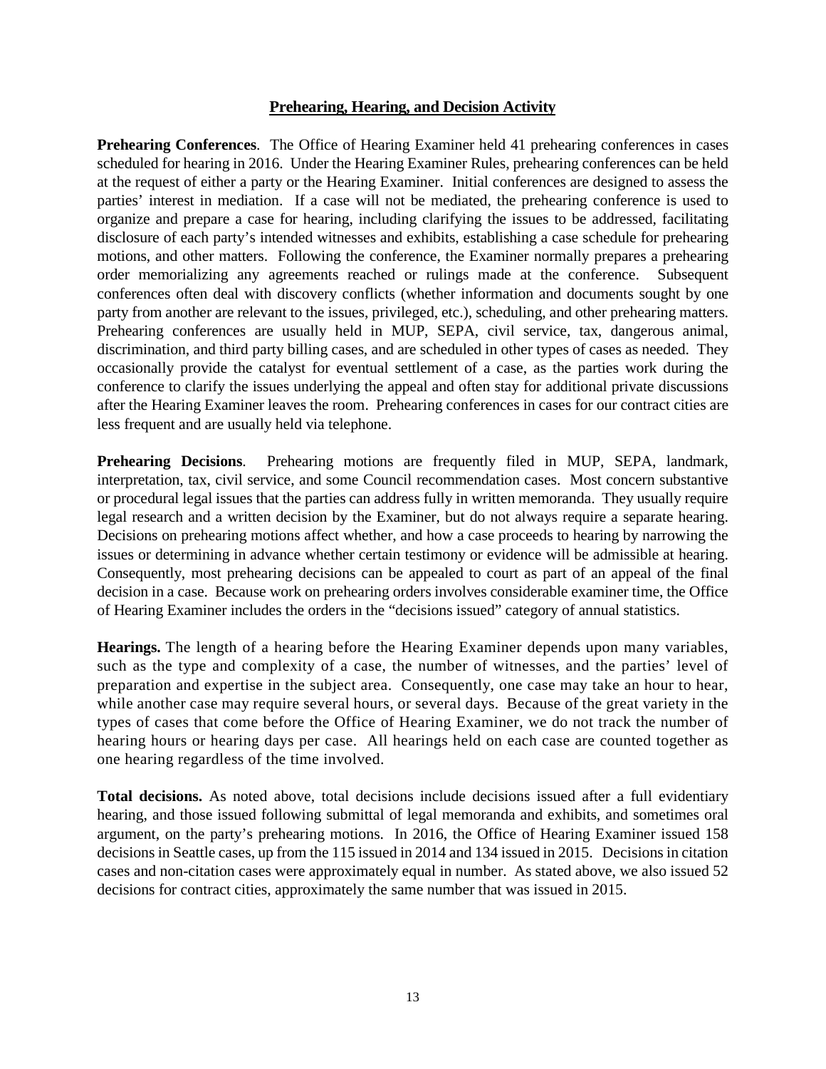## Prehearing, Hearing, and Decision Activity

**Prehearing Conferences**. The Office of Hearing Examiner held 41 prehearing conferences in cases scheduled for hearing in 2016. Under the Hearing Examiner Rules, prehearing conferences can be held at the request of either a party or the Hearing Examiner. Initial conferences are designed to assess the parties' interest in mediation. If a case will not be mediated, the prehearing conference is used to organize and prepare a case for hearing, including clarifying the issues to be addressed, facilitating disclosure of each party's intended witnesses and exhibits, establishing a case schedule for prehearing motions, and other matters. Following the conference, the Examiner normally prepares a prehearing order memorializing any agreements reached or rulings made at the conference. Subsequent conferences often deal with discovery conflicts (whether information and documents sought by one party from another are relevant to the issues, privileged, etc.), scheduling, and other prehearing matters. Prehearing conferences are usually held in MUP, SEPA, civil service, tax, dangerous animal, discrimination, and third party billing cases, and are scheduled in other types of cases as needed. They occasionally provide the catalyst for eventual settlement of a case, as the parties work during the conference to clarify the issues underlying the appeal and often stay for additional private discussions after the Hearing Examiner leaves the room. Prehearing conferences in cases for our contract cities are less frequent and are usually held via telephone.

**Prehearing Decisions**. Prehearing motions are frequently filed in MUP, SEPA, landmark, interpretation, tax, civil service, and some Council recommendation cases. Most concern substantive or procedural legal issues that the parties can address fully in written memoranda. They usually require legal research and a written decision by the Examiner, but do not always require a separate hearing. Decisions on prehearing motions affect whether, and how a case proceeds to hearing by narrowing the issues or determining in advance whether certain testimony or evidence will be admissible at hearing. Consequently, most prehearing decisions can be appealed to court as part of an appeal of the final decision in a case. Because work on prehearing orders involves considerable examiner time, the Office of Hearing Examiner includes the orders in the "decisions issued" category of annual statistics.

**Hearings.** The length of a hearing before the Hearing Examiner depends upon many variables, such as the type and complexity of a case, the number of witnesses, and the parties' level of preparation and expertise in the subject area. Consequently, one case may take an hour to hear, while another case may require several hours, or several days. Because of the great variety in the types of cases that come before the Office of Hearing Examiner, we do not track the number of hearing hours or hearing days per case. All hearings held on each case are counted together as one hearing regardless of the time involved.

**Total decisions.** As noted above, total decisions include decisions issued after a full evidentiary hearing, and those issued following submittal of legal memoranda and exhibits, and sometimes oral argument, on the party's prehearing motions. In 2016, the Office of Hearing Examiner issued 158 decisions in Seattle cases, up from the 115 issued in 2014 and 134 issued in 2015. Decisions in citation cases and non-citation cases were approximately equal in number. As stated above, we also issued 52 decisions for contract cities, approximately the same number that was issued in 2015.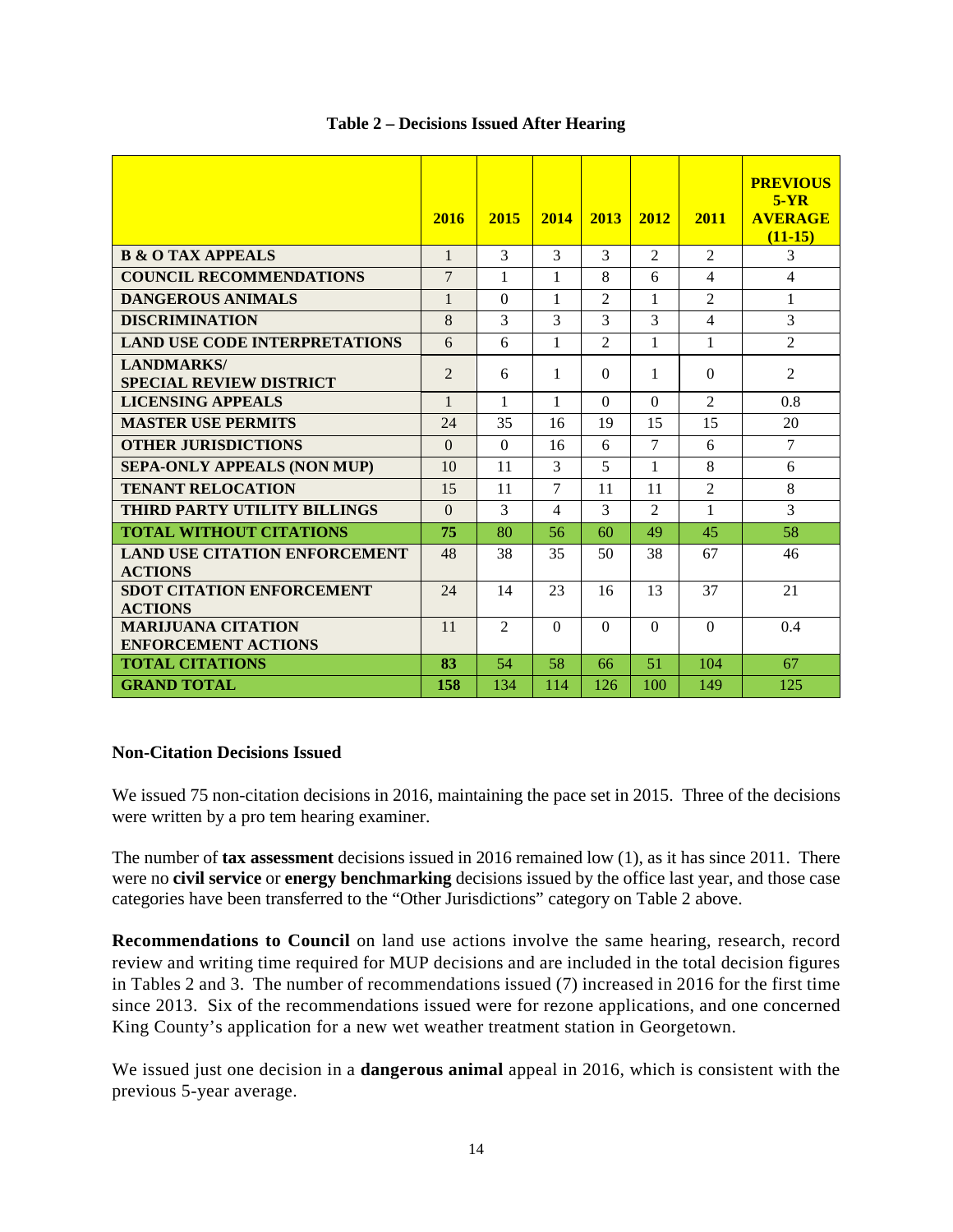**Table 2 – Decisions Issued After Hearing**

| | 2016 | 2015 | 2014 | 2013 | 2012 | 2011 | PREVIOUS 5-YR AVERAGE (11-15) |
|---|---|---|---|---|---|---|---|
| **B & O TAX APPEALS** | 1 | 3 | 3 | 3 | 2 | 2 | 3 |
| **COUNCIL RECOMMENDATIONS** | 7 | 1 | 1 | 8 | 6 | 4 | 4 |
| **DANGEROUS ANIMALS** | 1 | 0 | 1 | 2 | 1 | 2 | 1 |
| **DISCRIMINATION** | 8 | 3 | 3 | 3 | 3 | 4 | 3 |
| **LAND USE CODE INTERPRETATIONS** | 6 | 6 | 1 | 2 | 1 | 1 | 2 |
| **LANDMARKS/ SPECIAL REVIEW DISTRICT** | 2 | 6 | 1 | 0 | 1 | 0 | 2 |
| **LICENSING APPEALS** | 1 | 1 | 1 | 0 | 0 | 2 | 0.8 |
| **MASTER USE PERMITS** | 24 | 35 | 16 | 19 | 15 | 15 | 20 |
| **OTHER JURISDICTIONS** | 0 | 0 | 16 | 6 | 7 | 6 | 7 |
| **SEPA-ONLY APPEALS (NON MUP)** | 10 | 11 | 3 | 5 | 1 | 8 | 6 |
| **TENANT RELOCATION** | 15 | 11 | 7 | 11 | 11 | 2 | 8 |
| **THIRD PARTY UTILITY BILLINGS** | 0 | 3 | 4 | 3 | 2 | 1 | 3 |
| **TOTAL WITHOUT CITATIONS** | **75** | 80 | 56 | 60 | 49 | 45 | 58 |
| **LAND USE CITATION ENFORCEMENT ACTIONS** | 48 | 38 | 35 | 50 | 38 | 67 | 46 |
| **SDOT CITATION ENFORCEMENT ACTIONS** | 24 | 14 | 23 | 16 | 13 | 37 | 21 |
| **MARIJUANA CITATION ENFORCEMENT ACTIONS** | 11 | 2 | 0 | 0 | 0 | 0 | 0.4 |
| **TOTAL CITATIONS** | **83** | 54 | 58 | 66 | 51 | 104 | 67 |
| **GRAND TOTAL** | **158** | 134 | 114 | 126 | 100 | 149 | 125 |

### Non-Citation Decisions Issued

We issued 75 non-citation decisions in 2016, maintaining the pace set in 2015. Three of the decisions were written by a pro tem hearing examiner.

The number of **tax assessment** decisions issued in 2016 remained low (1), as it has since 2011. There were no **civil service** or **energy benchmarking** decisions issued by the office last year, and those case categories have been transferred to the "Other Jurisdictions" category on Table 2 above.

**Recommendations to Council** on land use actions involve the same hearing, research, record review and writing time required for MUP decisions and are included in the total decision figures in Tables 2 and 3. The number of recommendations issued (7) increased in 2016 for the first time since 2013. Six of the recommendations issued were for rezone applications, and one concerned King County's application for a new wet weather treatment station in Georgetown.

We issued just one decision in a **dangerous animal** appeal in 2016, which is consistent with the previous 5-year average.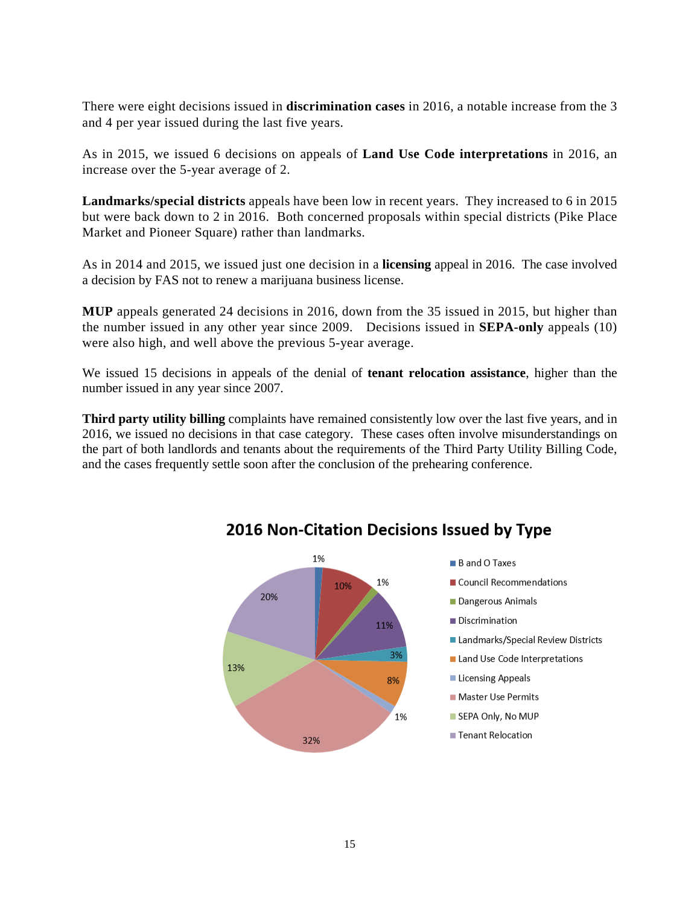There were eight decisions issued in **discrimination cases** in 2016, a notable increase from the 3 and 4 per year issued during the last five years.

As in 2015, we issued 6 decisions on appeals of **Land Use Code interpretations** in 2016, an increase over the 5-year average of 2.

**Landmarks/special districts** appeals have been low in recent years. They increased to 6 in 2015 but were back down to 2 in 2016. Both concerned proposals within special districts (Pike Place Market and Pioneer Square) rather than landmarks.

As in 2014 and 2015, we issued just one decision in a **licensing** appeal in 2016. The case involved a decision by FAS not to renew a marijuana business license.

**MUP** appeals generated 24 decisions in 2016, down from the 35 issued in 2015, but higher than the number issued in any other year since 2009. Decisions issued in **SEPA-only** appeals (10) were also high, and well above the previous 5-year average.

We issued 15 decisions in appeals of the denial of **tenant relocation assistance**, higher than the number issued in any year since 2007.

**Third party utility billing** complaints have remained consistently low over the last five years, and in 2016, we issued no decisions in that case category. These cases often involve misunderstandings on the part of both landlords and tenants about the requirements of the Third Party Utility Billing Code, and the cases frequently settle soon after the conclusion of the prehearing conference.

**2016 Non-Citation Decisions Issued by Type**

| Type | Percentage |
|---|---|
| B and O Taxes | 1% |
| Council Recommendations | 10% |
| Dangerous Animals | 1% |
| Discrimination | 11% |
| Landmarks/Special Review Districts | 3% |
| Land Use Code Interpretations | 8% |
| Licensing Appeals | 1% |
| Master Use Permits | 32% |
| SEPA Only, No MUP | 13% |
| Tenant Relocation | 20% |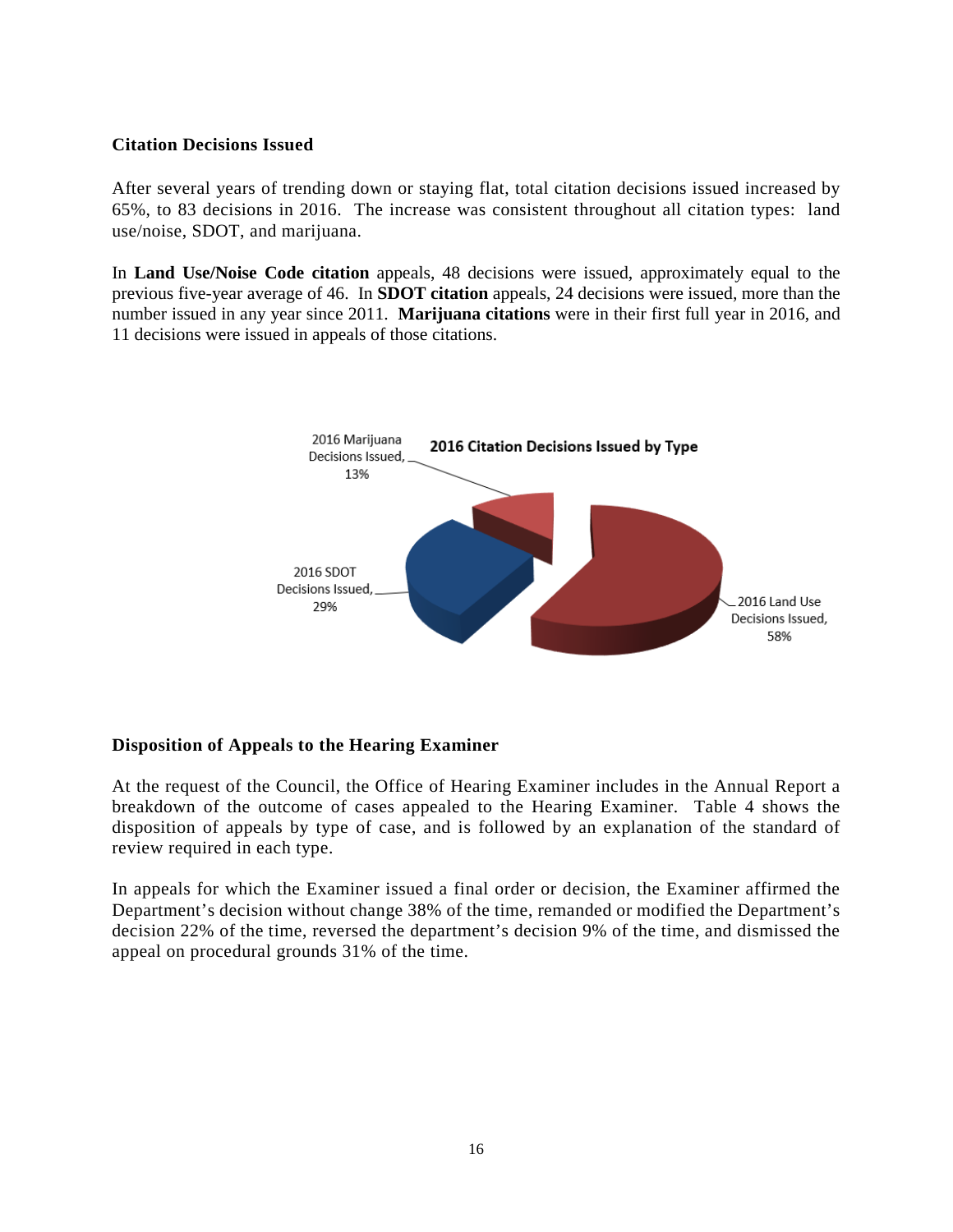### Citation Decisions Issued

After several years of trending down or staying flat, total citation decisions issued increased by 65%, to 83 decisions in 2016. The increase was consistent throughout all citation types: land use/noise, SDOT, and marijuana.

In **Land Use/Noise Code citation** appeals, 48 decisions were issued, approximately equal to the previous five-year average of 46. In **SDOT citation** appeals, 24 decisions were issued, more than the number issued in any year since 2011. **Marijuana citations** were in their first full year in 2016, and 11 decisions were issued in appeals of those citations.

**2016 Citation Decisions Issued by Type**

- 2016 Marijuana Decisions Issued, 13%
- 2016 SDOT Decisions Issued, 29%
- 2016 Land Use Decisions Issued, 58%

### Disposition of Appeals to the Hearing Examiner

At the request of the Council, the Office of Hearing Examiner includes in the Annual Report a breakdown of the outcome of cases appealed to the Hearing Examiner. Table 4 shows the disposition of appeals by type of case, and is followed by an explanation of the standard of review required in each type.

In appeals for which the Examiner issued a final order or decision, the Examiner affirmed the Department's decision without change 38% of the time, remanded or modified the Department's decision 22% of the time, reversed the department's decision 9% of the time, and dismissed the appeal on procedural grounds 31% of the time.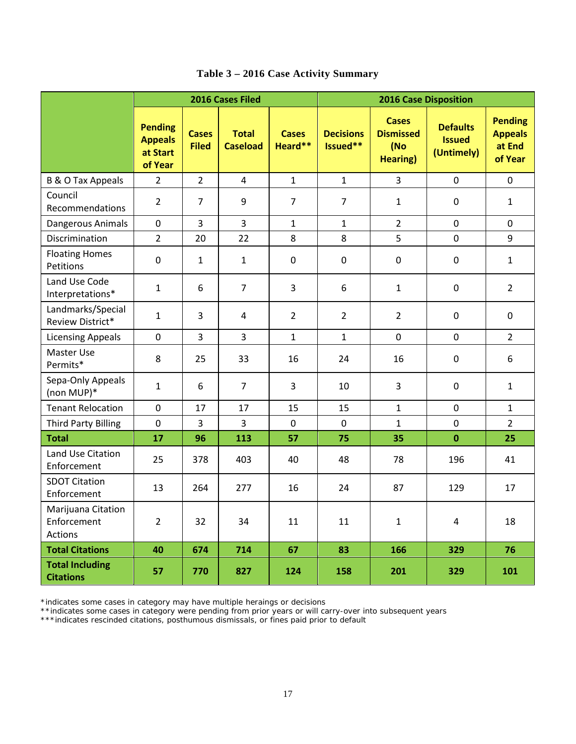**Table 3 – 2016 Case Activity Summary**

| | 2016 Cases Filed | | | | 2016 Case Disposition | | | |
|---|---|---|---|---|---|---|---|---|
| | Pending Appeals at Start of Year | Cases Filed | Total Caseload | Cases Heard** | Decisions Issued** | Cases Dismissed (No Hearing) | Defaults Issued (Untimely) | Pending Appeals at End of Year |
| B & O Tax Appeals | 2 | 2 | 4 | 1 | 1 | 3 | 0 | 0 |
| Council Recommendations | 2 | 7 | 9 | 7 | 7 | 1 | 0 | 1 |
| Dangerous Animals | 0 | 3 | 3 | 1 | 1 | 2 | 0 | 0 |
| Discrimination | 2 | 20 | 22 | 8 | 8 | 5 | 0 | 9 |
| Floating Homes Petitions | 0 | 1 | 1 | 0 | 0 | 0 | 0 | 1 |
| Land Use Code Interpretations* | 1 | 6 | 7 | 3 | 6 | 1 | 0 | 2 |
| Landmarks/Special Review District* | 1 | 3 | 4 | 2 | 2 | 2 | 0 | 0 |
| Licensing Appeals | 0 | 3 | 3 | 1 | 1 | 0 | 0 | 2 |
| Master Use Permits* | 8 | 25 | 33 | 16 | 24 | 16 | 0 | 6 |
| Sepa-Only Appeals (non MUP)* | 1 | 6 | 7 | 3 | 10 | 3 | 0 | 1 |
| Tenant Relocation | 0 | 17 | 17 | 15 | 15 | 1 | 0 | 1 |
| Third Party Billing | 0 | 3 | 3 | 0 | 0 | 1 | 0 | 2 |
| **Total** | **17** | **96** | **113** | **57** | **75** | **35** | **0** | **25** |
| Land Use Citation Enforcement | 25 | 378 | 403 | 40 | 48 | 78 | 196 | 41 |
| SDOT Citation Enforcement | 13 | 264 | 277 | 16 | 24 | 87 | 129 | 17 |
| Marijuana Citation Enforcement Actions | 2 | 32 | 34 | 11 | 11 | 1 | 4 | 18 |
| **Total Citations** | **40** | **674** | **714** | **67** | **83** | **166** | **329** | **76** |
| **Total Including Citations** | **57** | **770** | **827** | **124** | **158** | **201** | **329** | **101** |

*indicates some cases in category may have multiple heraings or decisions
**indicates some cases in category were pending from prior years or will carry-over into subsequent years
***indicates rescinded citations, posthumous dismissals, or fines paid prior to default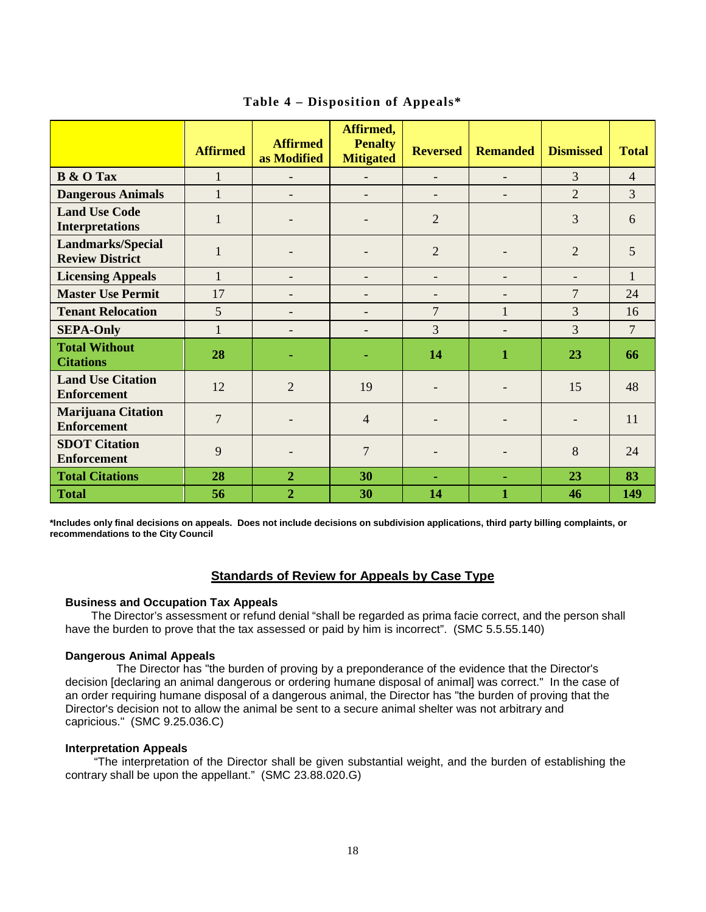**Table 4 – Disposition of Appeals***

| | Affirmed | Affirmed as Modified | Affirmed, Penalty Mitigated | Reversed | Remanded | Dismissed | Total |
|---|---|---|---|---|---|---|---|
| **B & O Tax** | 1 | - | - | - | - | 3 | 4 |
| **Dangerous Animals** | 1 | - | - | - | - | 2 | 3 |
| **Land Use Code Interpretations** | 1 | - | - | 2 | | 3 | 6 |
| **Landmarks/Special Review District** | 1 | - | - | 2 | - | 2 | 5 |
| **Licensing Appeals** | 1 | - | - | - | - | - | 1 |
| **Master Use Permit** | 17 | - | - | - | - | 7 | 24 |
| **Tenant Relocation** | 5 | - | - | 7 | 1 | 3 | 16 |
| **SEPA-Only** | 1 | - | - | 3 | - | 3 | 7 |
| **Total Without Citations** | **28** | **-** | **-** | **14** | **1** | **23** | **66** |
| **Land Use Citation Enforcement** | 12 | 2 | 19 | - | - | 15 | 48 |
| **Marijuana Citation Enforcement** | 7 | - | 4 | - | - | - | 11 |
| **SDOT Citation Enforcement** | 9 | - | 7 | - | - | 8 | 24 |
| **Total Citations** | **28** | **2** | **30** | **-** | **-** | **23** | **83** |
| **Total** | **56** | **2** | **30** | **14** | **1** | **46** | **149** |

***Includes only final decisions on appeals. Does not include decisions on subdivision applications, third party billing complaints, or recommendations to the City Council**

## Standards of Review for Appeals by Case Type

**Business and Occupation Tax Appeals**

The Director's assessment or refund denial "shall be regarded as prima facie correct, and the person shall have the burden to prove that the tax assessed or paid by him is incorrect". (SMC 5.5.55.140)

**Dangerous Animal Appeals**

The Director has "the burden of proving by a preponderance of the evidence that the Director's decision [declaring an animal dangerous or ordering humane disposal of animal] was correct." In the case of an order requiring humane disposal of a dangerous animal, the Director has "the burden of proving that the Director's decision not to allow the animal be sent to a secure animal shelter was not arbitrary and capricious." (SMC 9.25.036.C)

**Interpretation Appeals**

"The interpretation of the Director shall be given substantial weight, and the burden of establishing the contrary shall be upon the appellant." (SMC 23.88.020.G)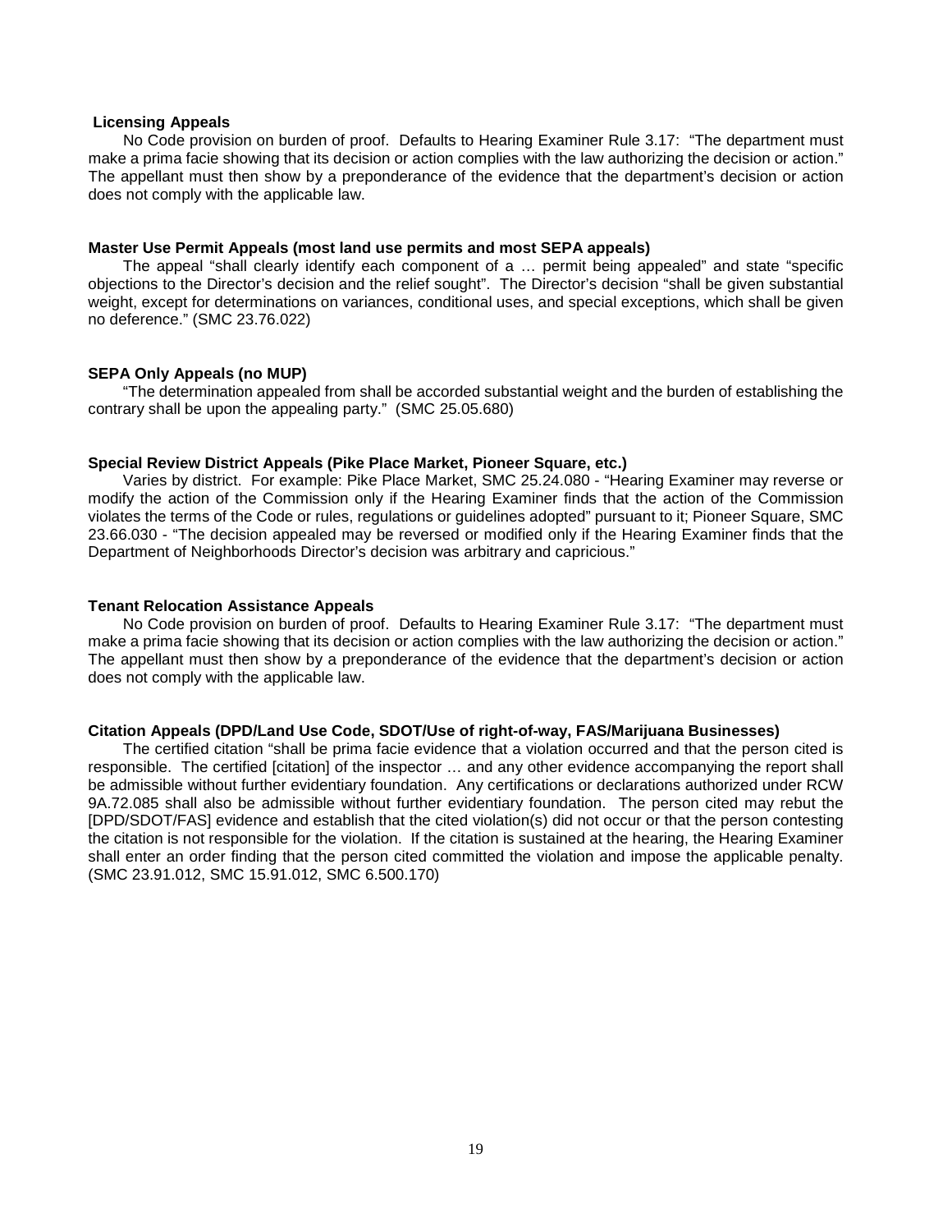**Licensing Appeals**

No Code provision on burden of proof. Defaults to Hearing Examiner Rule 3.17: "The department must make a prima facie showing that its decision or action complies with the law authorizing the decision or action." The appellant must then show by a preponderance of the evidence that the department's decision or action does not comply with the applicable law.

**Master Use Permit Appeals (most land use permits and most SEPA appeals)**

The appeal "shall clearly identify each component of a … permit being appealed" and state "specific objections to the Director's decision and the relief sought". The Director's decision "shall be given substantial weight, except for determinations on variances, conditional uses, and special exceptions, which shall be given no deference." (SMC 23.76.022)

**SEPA Only Appeals (no MUP)**

"The determination appealed from shall be accorded substantial weight and the burden of establishing the contrary shall be upon the appealing party." (SMC 25.05.680)

**Special Review District Appeals (Pike Place Market, Pioneer Square, etc.)**

Varies by district. For example: Pike Place Market, SMC 25.24.080 - "Hearing Examiner may reverse or modify the action of the Commission only if the Hearing Examiner finds that the action of the Commission violates the terms of the Code or rules, regulations or guidelines adopted" pursuant to it; Pioneer Square, SMC 23.66.030 - "The decision appealed may be reversed or modified only if the Hearing Examiner finds that the Department of Neighborhoods Director's decision was arbitrary and capricious."

**Tenant Relocation Assistance Appeals**

No Code provision on burden of proof. Defaults to Hearing Examiner Rule 3.17: "The department must make a prima facie showing that its decision or action complies with the law authorizing the decision or action." The appellant must then show by a preponderance of the evidence that the department's decision or action does not comply with the applicable law.

**Citation Appeals (DPD/Land Use Code, SDOT/Use of right-of-way, FAS/Marijuana Businesses)**

The certified citation "shall be prima facie evidence that a violation occurred and that the person cited is responsible. The certified [citation] of the inspector … and any other evidence accompanying the report shall be admissible without further evidentiary foundation. Any certifications or declarations authorized under RCW 9A.72.085 shall also be admissible without further evidentiary foundation. The person cited may rebut the [DPD/SDOT/FAS] evidence and establish that the cited violation(s) did not occur or that the person contesting the citation is not responsible for the violation. If the citation is sustained at the hearing, the Hearing Examiner shall enter an order finding that the person cited committed the violation and impose the applicable penalty. (SMC 23.91.012, SMC 15.91.012, SMC 6.500.170)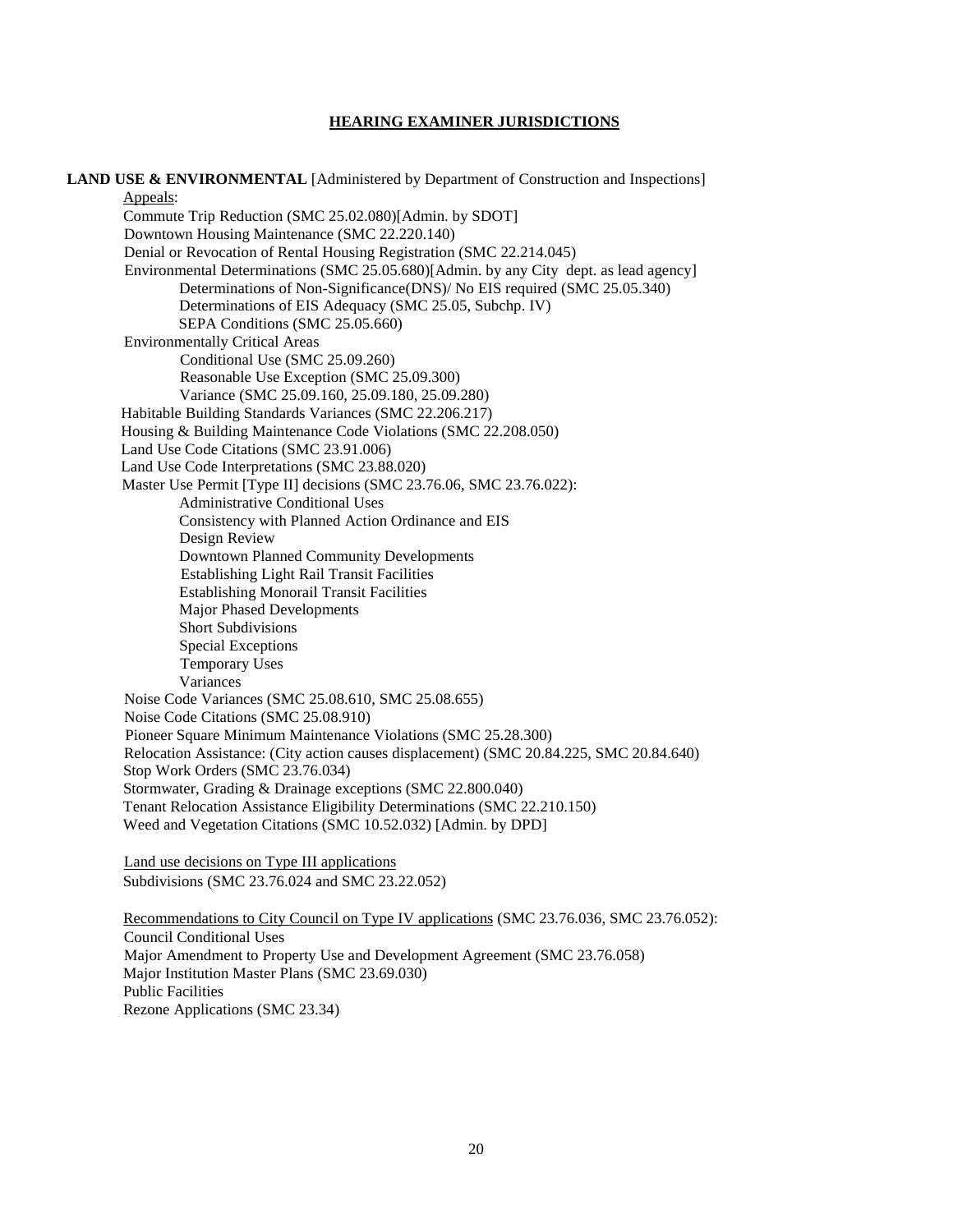## HEARING EXAMINER JURISDICTIONS

**LAND USE & ENVIRONMENTAL** [Administered by Department of Construction and Inspections]

Appeals:

- Commute Trip Reduction (SMC 25.02.080)[Admin. by SDOT]
- Downtown Housing Maintenance (SMC 22.220.140)
- Denial or Revocation of Rental Housing Registration (SMC 22.214.045)
- Environmental Determinations (SMC 25.05.680)[Admin. by any City dept. as lead agency]
  - Determinations of Non-Significance(DNS)/ No EIS required (SMC 25.05.340)
  - Determinations of EIS Adequacy (SMC 25.05, Subchp. IV)
  - SEPA Conditions (SMC 25.05.660)
- Environmentally Critical Areas
  - Conditional Use (SMC 25.09.260)
  - Reasonable Use Exception (SMC 25.09.300)
  - Variance (SMC 25.09.160, 25.09.180, 25.09.280)
- Habitable Building Standards Variances (SMC 22.206.217)
- Housing & Building Maintenance Code Violations (SMC 22.208.050)
- Land Use Code Citations (SMC 23.91.006)
- Land Use Code Interpretations (SMC 23.88.020)
- Master Use Permit [Type II] decisions (SMC 23.76.06, SMC 23.76.022):
  - Administrative Conditional Uses
  - Consistency with Planned Action Ordinance and EIS
  - Design Review
  - Downtown Planned Community Developments
  - Establishing Light Rail Transit Facilities
  - Establishing Monorail Transit Facilities
  - Major Phased Developments
  - Short Subdivisions
  - Special Exceptions
  - Temporary Uses
  - Variances
- Noise Code Variances (SMC 25.08.610, SMC 25.08.655)
- Noise Code Citations (SMC 25.08.910)
- Pioneer Square Minimum Maintenance Violations (SMC 25.28.300)
- Relocation Assistance: (City action causes displacement) (SMC 20.84.225, SMC 20.84.640)
- Stop Work Orders (SMC 23.76.034)
- Stormwater, Grading & Drainage exceptions (SMC 22.800.040)
- Tenant Relocation Assistance Eligibility Determinations (SMC 22.210.150)
- Weed and Vegetation Citations (SMC 10.52.032) [Admin. by DPD]

Land use decisions on Type III applications

- Subdivisions (SMC 23.76.024 and SMC 23.22.052)

Recommendations to City Council on Type IV applications (SMC 23.76.036, SMC 23.76.052):

- Council Conditional Uses
- Major Amendment to Property Use and Development Agreement (SMC 23.76.058)
- Major Institution Master Plans (SMC 23.69.030)
- Public Facilities
- Rezone Applications (SMC 23.34)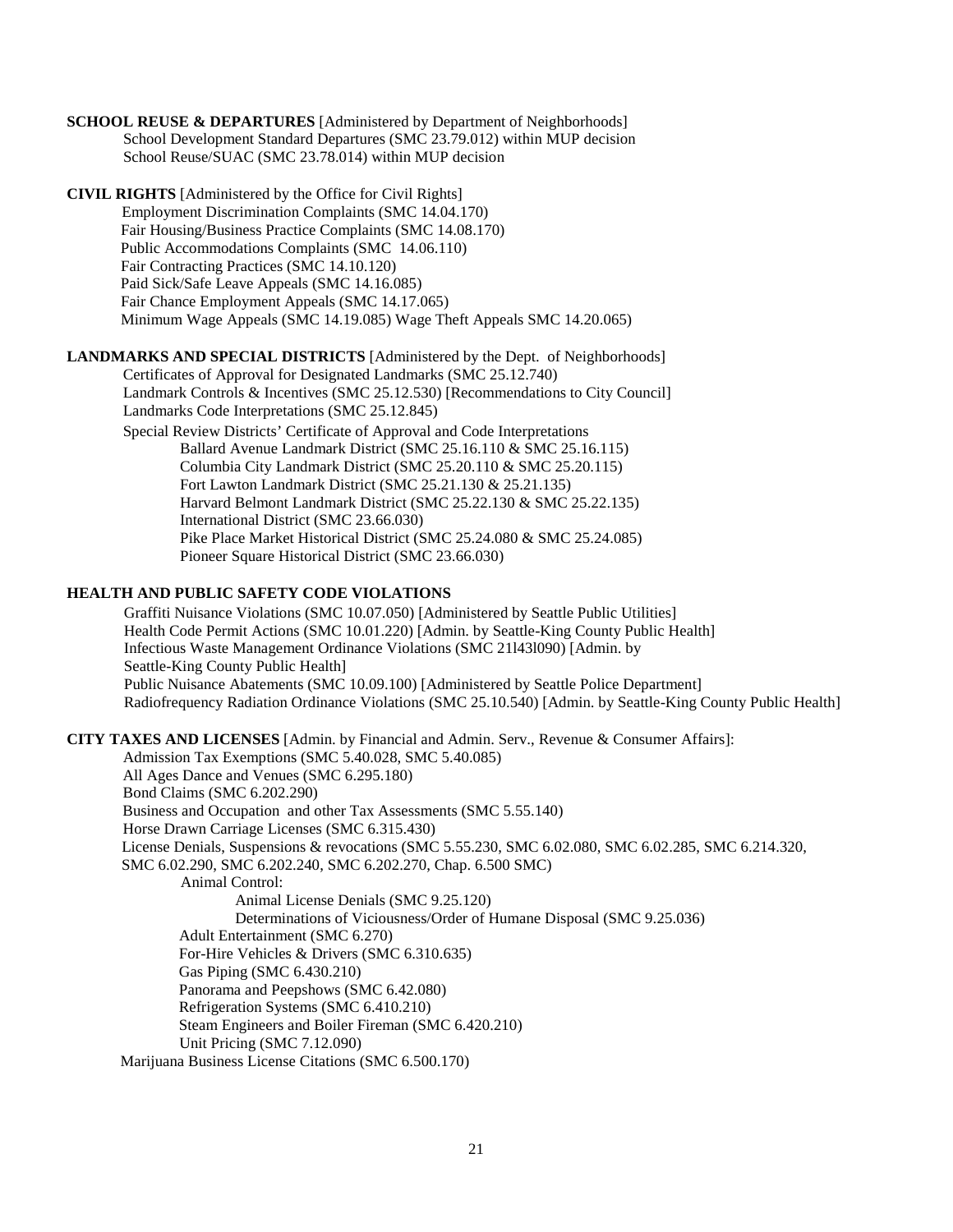**SCHOOL REUSE & DEPARTURES** [Administered by Department of Neighborhoods]

School Development Standard Departures (SMC 23.79.012) within MUP decision
School Reuse/SUAC (SMC 23.78.014) within MUP decision

**CIVIL RIGHTS** [Administered by the Office for Civil Rights]

Employment Discrimination Complaints (SMC 14.04.170)
Fair Housing/Business Practice Complaints (SMC 14.08.170)
Public Accommodations Complaints (SMC 14.06.110)
Fair Contracting Practices (SMC 14.10.120)
Paid Sick/Safe Leave Appeals (SMC 14.16.085)
Fair Chance Employment Appeals (SMC 14.17.065)
Minimum Wage Appeals (SMC 14.19.085) Wage Theft Appeals SMC 14.20.065)

**LANDMARKS AND SPECIAL DISTRICTS** [Administered by the Dept. of Neighborhoods]

Certificates of Approval for Designated Landmarks (SMC 25.12.740)
Landmark Controls & Incentives (SMC 25.12.530) [Recommendations to City Council]
Landmarks Code Interpretations (SMC 25.12.845)

Special Review Districts' Certificate of Approval and Code Interpretations

- Ballard Avenue Landmark District (SMC 25.16.110 & SMC 25.16.115)
- Columbia City Landmark District (SMC 25.20.110 & SMC 25.20.115)
- Fort Lawton Landmark District (SMC 25.21.130 & 25.21.135)
- Harvard Belmont Landmark District (SMC 25.22.130 & SMC 25.22.135)
- International District (SMC 23.66.030)
- Pike Place Market Historical District (SMC 25.24.080 & SMC 25.24.085)
- Pioneer Square Historical District (SMC 23.66.030)

**HEALTH AND PUBLIC SAFETY CODE VIOLATIONS**

Graffiti Nuisance Violations (SMC 10.07.050) [Administered by Seattle Public Utilities]
Health Code Permit Actions (SMC 10.01.220) [Admin. by Seattle-King County Public Health]
Infectious Waste Management Ordinance Violations (SMC 21l43l090) [Admin. by Seattle-King County Public Health]
Public Nuisance Abatements (SMC 10.09.100) [Administered by Seattle Police Department]
Radiofrequency Radiation Ordinance Violations (SMC 25.10.540) [Admin. by Seattle-King County Public Health]

**CITY TAXES AND LICENSES** [Admin. by Financial and Admin. Serv., Revenue & Consumer Affairs]:

Admission Tax Exemptions (SMC 5.40.028, SMC 5.40.085)
All Ages Dance and Venues (SMC 6.295.180)
Bond Claims (SMC 6.202.290)
Business and Occupation and other Tax Assessments (SMC 5.55.140)
Horse Drawn Carriage Licenses (SMC 6.315.430)
License Denials, Suspensions & revocations (SMC 5.55.230, SMC 6.02.080, SMC 6.02.285, SMC 6.214.320, SMC 6.02.290, SMC 6.202.240, SMC 6.202.270, Chap. 6.500 SMC)

- Animal Control:
  - Animal License Denials (SMC 9.25.120)
  - Determinations of Viciousness/Order of Humane Disposal (SMC 9.25.036)
- Adult Entertainment (SMC 6.270)
- For-Hire Vehicles & Drivers (SMC 6.310.635)
- Gas Piping (SMC 6.430.210)
- Panorama and Peepshows (SMC 6.42.080)
- Refrigeration Systems (SMC 6.410.210)
- Steam Engineers and Boiler Fireman (SMC 6.420.210)
- Unit Pricing (SMC 7.12.090)

Marijuana Business License Citations (SMC 6.500.170)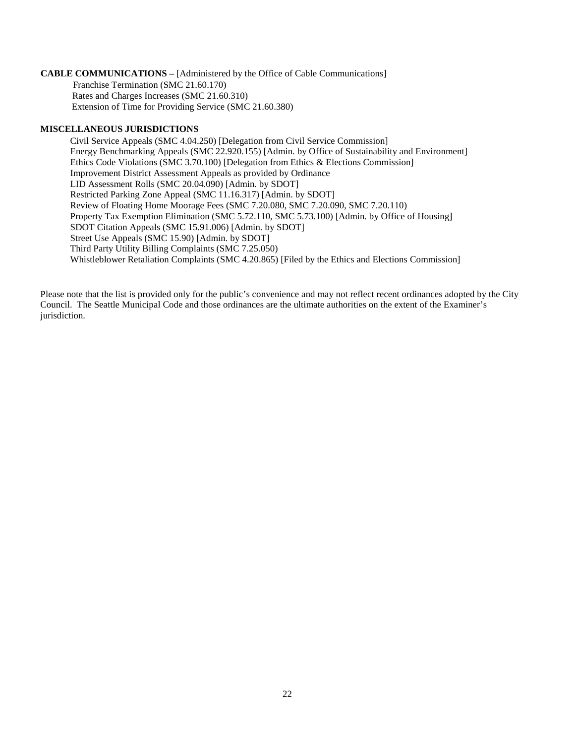**CABLE COMMUNICATIONS –** [Administered by the Office of Cable Communications]

Franchise Termination (SMC 21.60.170)
Rates and Charges Increases (SMC 21.60.310)
Extension of Time for Providing Service (SMC 21.60.380)

**MISCELLANEOUS JURISDICTIONS**

Civil Service Appeals (SMC 4.04.250) [Delegation from Civil Service Commission]
Energy Benchmarking Appeals (SMC 22.920.155) [Admin. by Office of Sustainability and Environment]
Ethics Code Violations (SMC 3.70.100) [Delegation from Ethics & Elections Commission]
Improvement District Assessment Appeals as provided by Ordinance
LID Assessment Rolls (SMC 20.04.090) [Admin. by SDOT]
Restricted Parking Zone Appeal (SMC 11.16.317) [Admin. by SDOT]
Review of Floating Home Moorage Fees (SMC 7.20.080, SMC 7.20.090, SMC 7.20.110)
Property Tax Exemption Elimination (SMC 5.72.110, SMC 5.73.100) [Admin. by Office of Housing]
SDOT Citation Appeals (SMC 15.91.006) [Admin. by SDOT]
Street Use Appeals (SMC 15.90) [Admin. by SDOT]
Third Party Utility Billing Complaints (SMC 7.25.050)
Whistleblower Retaliation Complaints (SMC 4.20.865) [Filed by the Ethics and Elections Commission]

Please note that the list is provided only for the public's convenience and may not reflect recent ordinances adopted by the City Council. The Seattle Municipal Code and those ordinances are the ultimate authorities on the extent of the Examiner's jurisdiction.